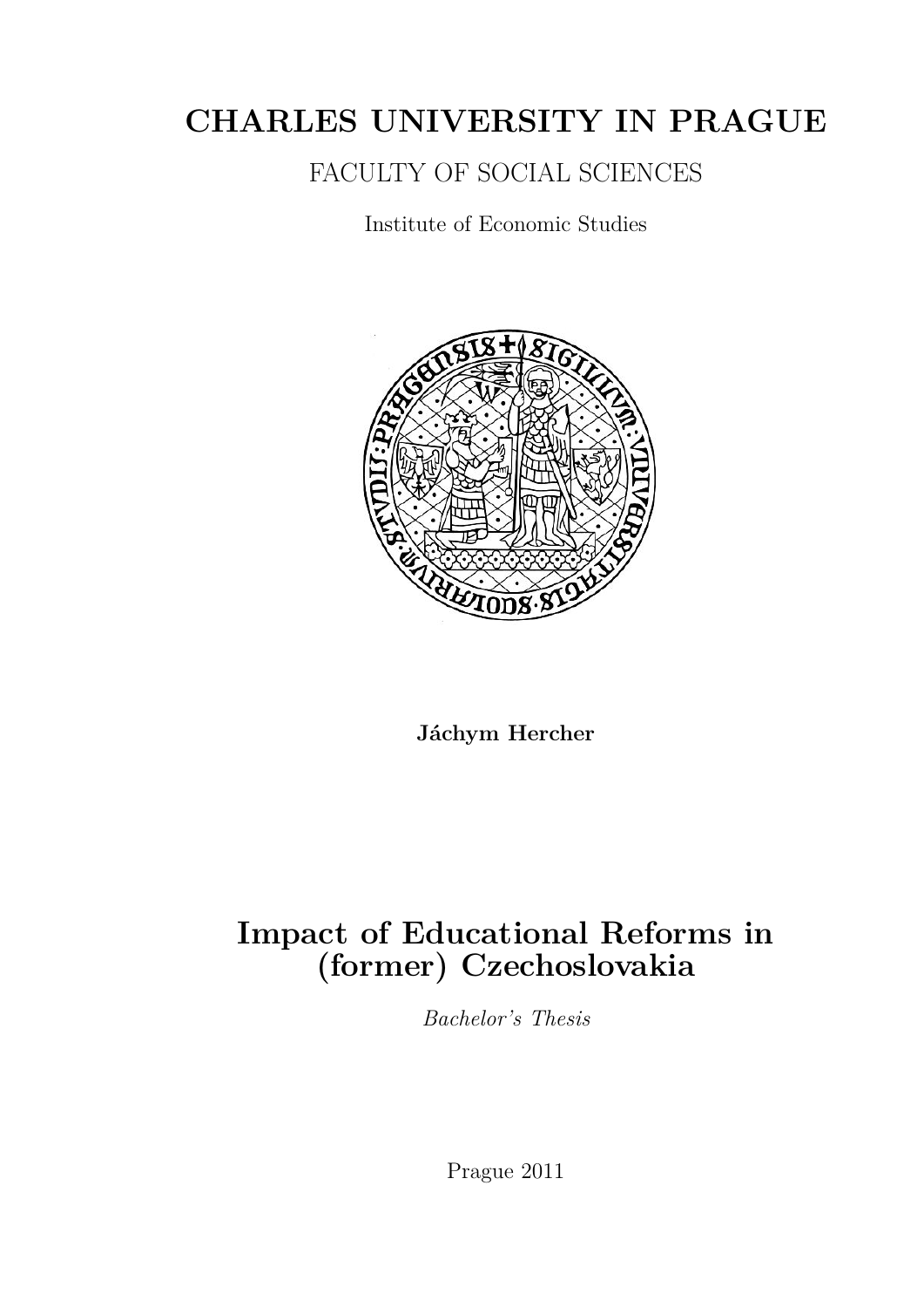# CHARLES UNIVERSITY IN PRAGUE

FACULTY OF SOCIAL SCIENCES

Institute of Economic Studies

**Jáchym Hercher**

# Impact of Educational Reforms in (former) Czechoslovakia

*Bachelor's Thesis*

Prague 2011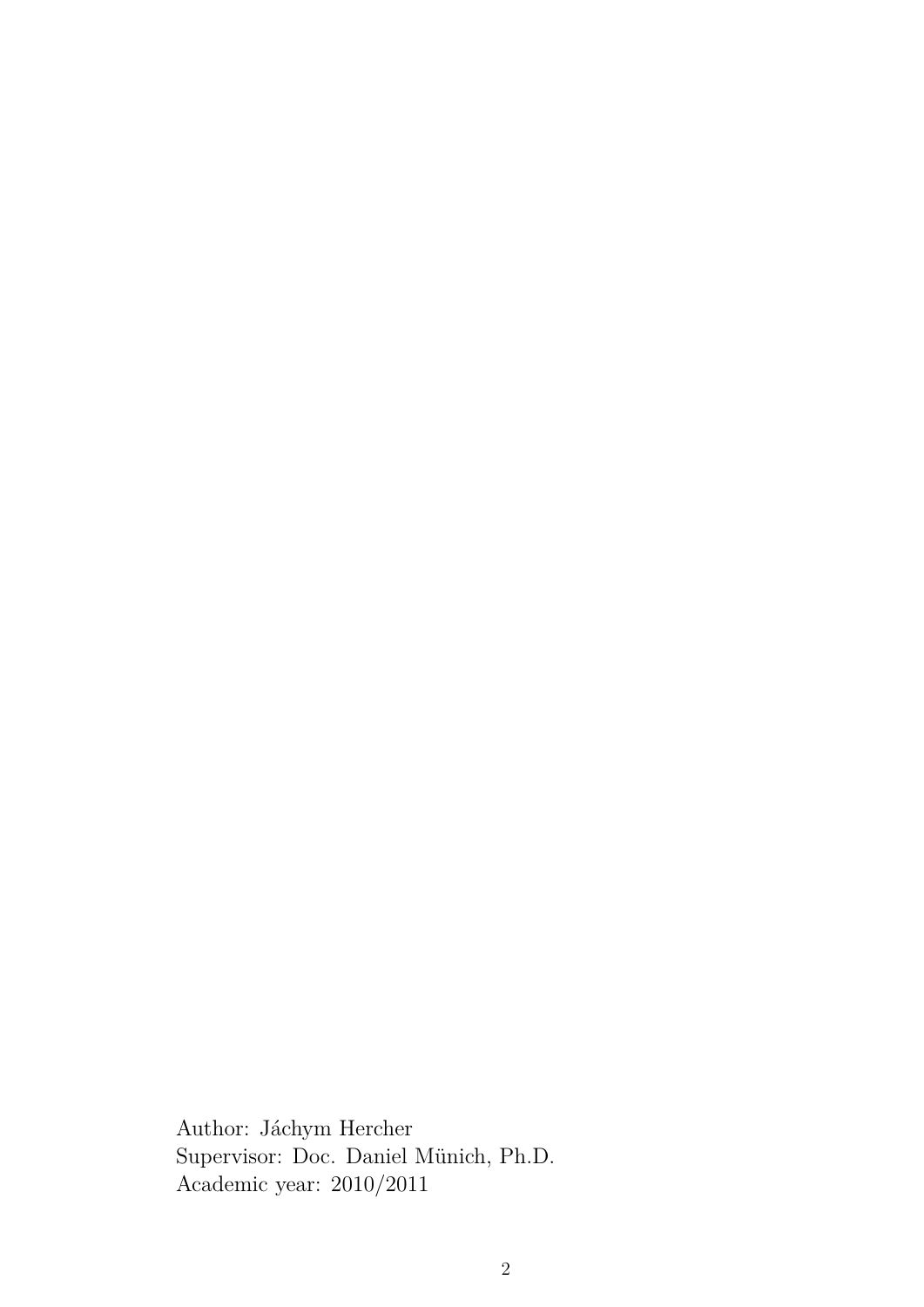Author: Jáchym Hercher  
Supervisor: Doc. Daniel Münich, Ph.D.  
Academic year: 2010/2011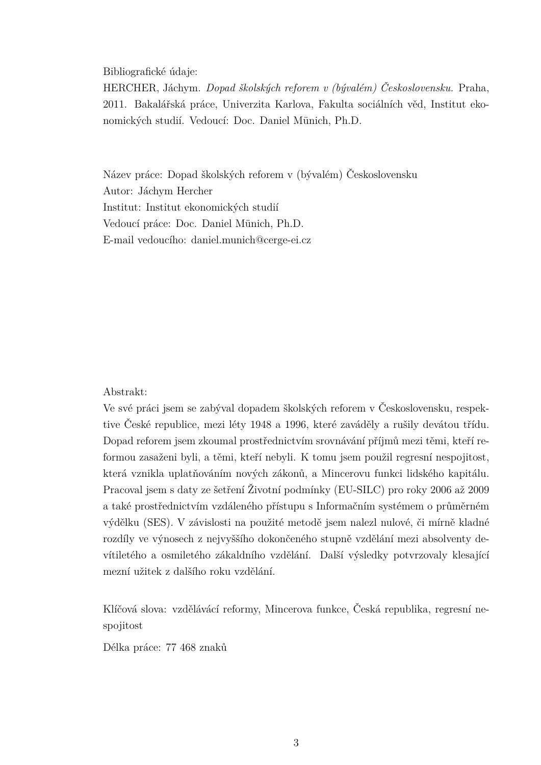Bibliografické údaje:
HERCHER, Jáchym. *Dopad školských reforem v (bývalém) Československu.* Praha, 2011. Bakalářská práce, Univerzita Karlova, Fakulta sociálních věd, Institut ekonomických studií. Vedoucí: Doc. Daniel Münich, Ph.D.

Název práce: Dopad školských reforem v (bývalém) Československu
Autor: Jáchym Hercher
Institut: Institut ekonomických studií
Vedoucí práce: Doc. Daniel Münich, Ph.D.
E-mail vedoucího: daniel.munich@cerge-ei.cz

Abstrakt:
Ve své práci jsem se zabýval dopadem školských reforem v Československu, respektive České republice, mezi léty 1948 a 1996, které zaváděly a rušily devátou třídu. Dopad reforem jsem zkoumal prostřednictvím srovnávání příjmů mezi těmi, kteří reformou zasaženi byli, a těmi, kteří nebyli. K tomu jsem použil regresní nespojitost, která vznikla uplatňováním nových zákonů, a Mincerovu funkci lidského kapitálu. Pracoval jsem s daty ze šetření Životní podmínky (EU-SILC) pro roky 2006 až 2009 a také prostřednictvím vzdáleného přístupu s Informačním systémem o průměrném výdělku (SES). V závislosti na použité metodě jsem nalezl nulové, či mírně kladné rozdíly ve výnosech z nejvyššího dokončeného stupně vzdělání mezi absolventy devítiletého a osmiletého základního vzdělání. Další výsledky potvrzovaly klesající mezní užitek z dalšího roku vzdělání.

Klíčová slova: vzdělávácí reformy, Mincerova funkce, Česká republika, regresní nespojitost

Délka práce: 77 468 znaků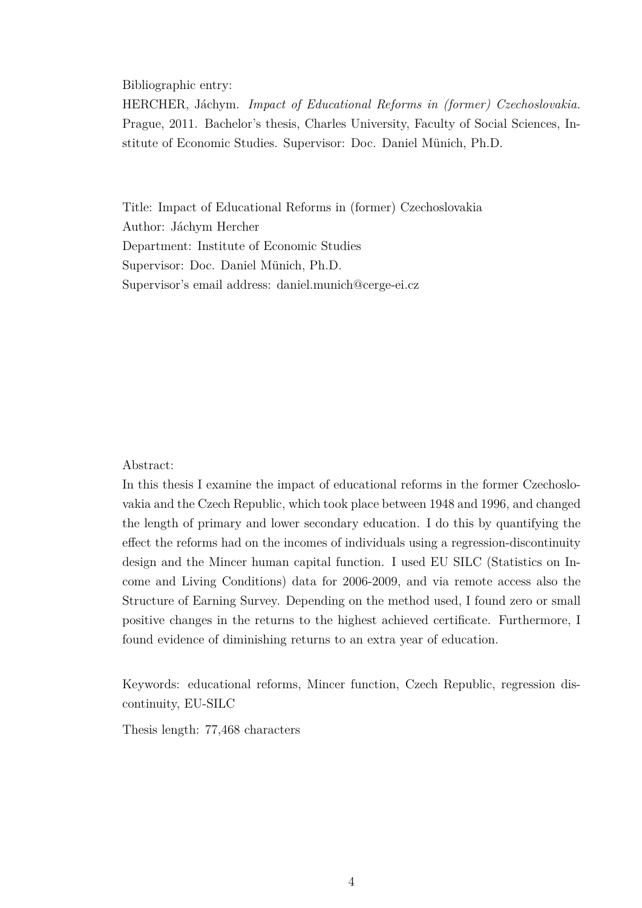Bibliographic entry:

HERCHER, Jáchym. *Impact of Educational Reforms in (former) Czechoslovakia.* Prague, 2011. Bachelor's thesis, Charles University, Faculty of Social Sciences, Institute of Economic Studies. Supervisor: Doc. Daniel Münich, Ph.D.

Title: Impact of Educational Reforms in (former) Czechoslovakia
Author: Jáchym Hercher
Department: Institute of Economic Studies
Supervisor: Doc. Daniel Münich, Ph.D.
Supervisor's email address: daniel.munich@cerge-ei.cz

Abstract:

In this thesis I examine the impact of educational reforms in the former Czechoslovakia and the Czech Republic, which took place between 1948 and 1996, and changed the length of primary and lower secondary education. I do this by quantifying the effect the reforms had on the incomes of individuals using a regression-discontinuity design and the Mincer human capital function. I used EU SILC (Statistics on Income and Living Conditions) data for 2006-2009, and via remote access also the Structure of Earning Survey. Depending on the method used, I found zero or small positive changes in the returns to the highest achieved certificate. Furthermore, I found evidence of diminishing returns to an extra year of education.

Keywords: educational reforms, Mincer function, Czech Republic, regression discontinuity, EU-SILC

Thesis length: 77,468 characters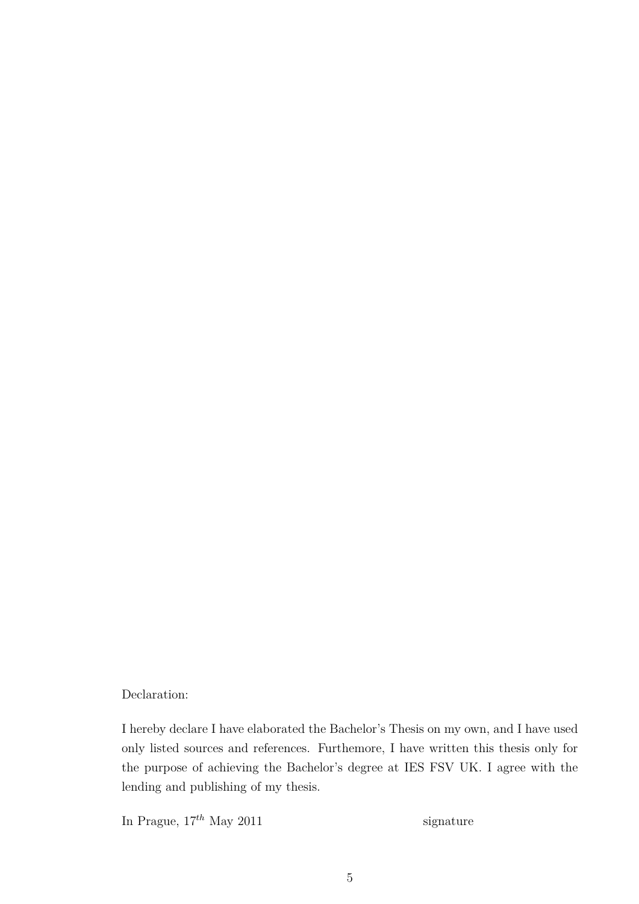Declaration:

I hereby declare I have elaborated the Bachelor's Thesis on my own, and I have used only listed sources and references. Furthermore, I have written this thesis only for the purpose of achieving the Bachelor's degree at IES FSV UK. I agree with the lending and publishing of my thesis.

In Prague, $17^{th}$ May 2011 signature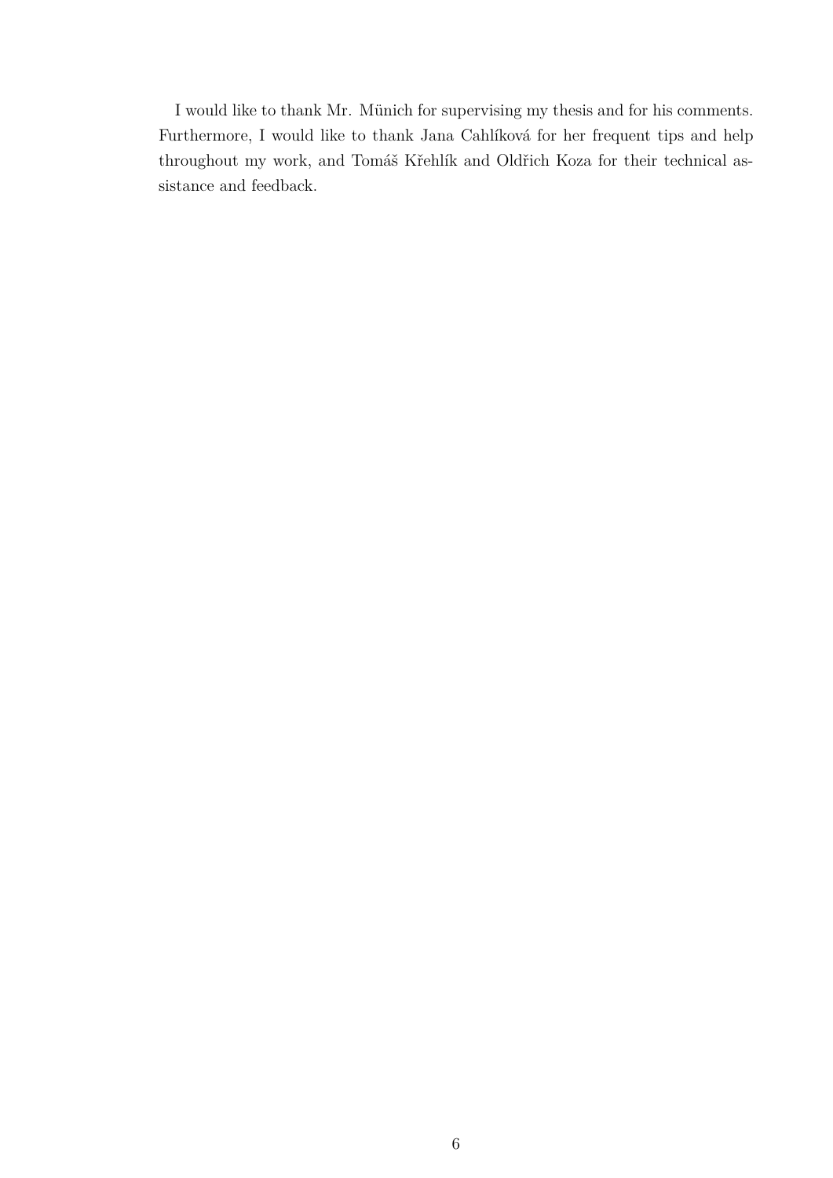I would like to thank Mr. Münich for supervising my thesis and for his comments. Furthermore, I would like to thank Jana Cahlíková for her frequent tips and help throughout my work, and Tomáš Křehlík and Oldřich Koza for their technical assistance and feedback.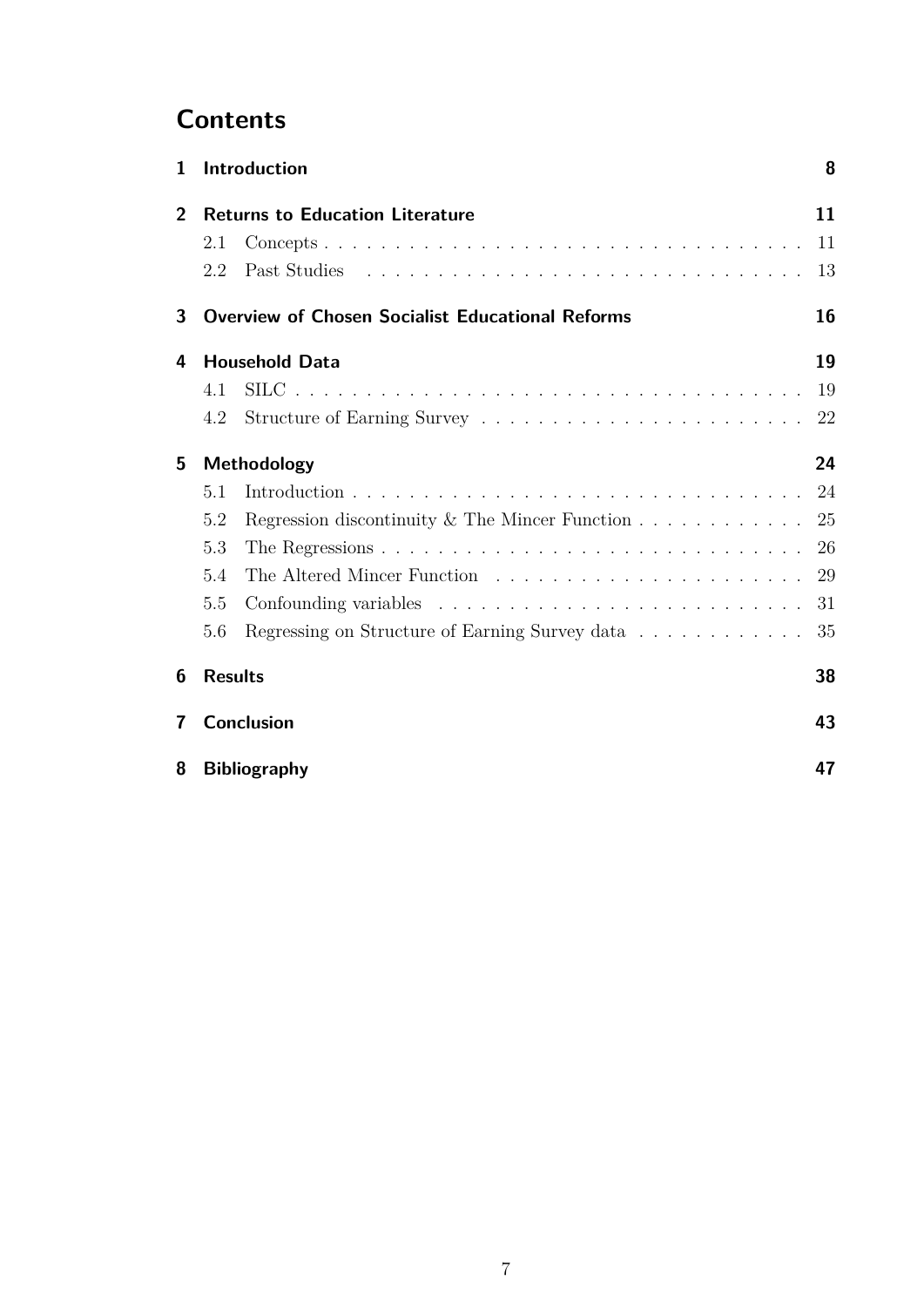# Contents

1 Introduction 8

2 Returns to Education Literature 11
- 2.1 Concepts 11
- 2.2 Past Studies 13

3 Overview of Chosen Socialist Educational Reforms 16

4 Household Data 19
- 4.1 SILC 19
- 4.2 Structure of Earning Survey 22

5 Methodology 24
- 5.1 Introduction 24
- 5.2 Regression discontinuity & The Mincer Function 25
- 5.3 The Regressions 26
- 5.4 The Altered Mincer Function 29
- 5.5 Confounding variables 31
- 5.6 Regressing on Structure of Earning Survey data 35

6 Results 38

7 Conclusion 43

8 Bibliography 47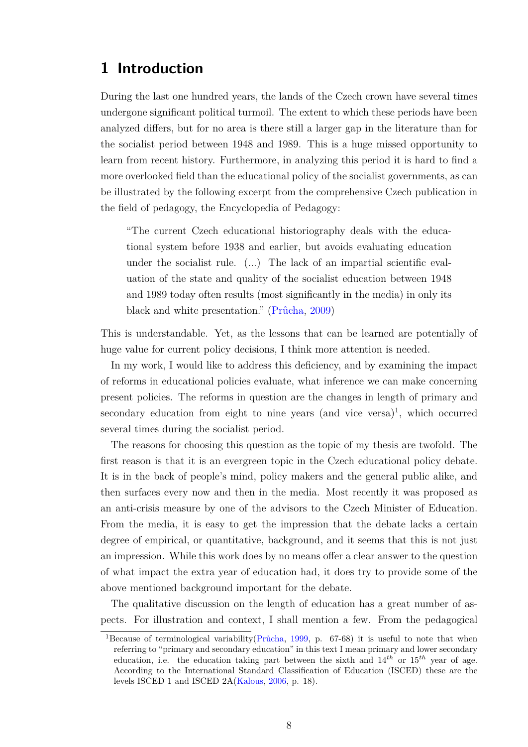# 1 Introduction

During the last one hundred years, the lands of the Czech crown have several times undergone significant political turmoil. The extent to which these periods have been analyzed differs, but for no area is there still a larger gap in the literature than for the socialist period between 1948 and 1989. This is a huge missed opportunity to learn from recent history. Furthermore, in analyzing this period it is hard to find a more overlooked field than the educational policy of the socialist governments, as can be illustrated by the following excerpt from the comprehensive Czech publication in the field of pedagogy, the Encyclopedia of Pedagogy:

> "The current Czech educational historiography deals with the educational system before 1938 and earlier, but avoids evaluating education under the socialist rule. (...) The lack of an impartial scientific evaluation of the state and quality of the socialist education between 1948 and 1989 today often results (most significantly in the media) in only its black and white presentation." (Průcha, 2009)

This is understandable. Yet, as the lessons that can be learned are potentially of huge value for current policy decisions, I think more attention is needed.

In my work, I would like to address this deficiency, and by examining the impact of reforms in educational policies evaluate, what inference we can make concerning present policies. The reforms in question are the changes in length of primary and secondary education from eight to nine years (and vice versa)[1], which occurred several times during the socialist period.

The reasons for choosing this question as the topic of my thesis are twofold. The first reason is that it is an evergreen topic in the Czech educational policy debate. It is in the back of people's mind, policy makers and the general public alike, and then surfaces every now and then in the media. Most recently it was proposed as an anti-crisis measure by one of the advisors to the Czech Minister of Education. From the media, it is easy to get the impression that the debate lacks a certain degree of empirical, or quantitative, background, and it seems that this is not just an impression. While this work does by no means offer a clear answer to the question of what impact the extra year of education had, it does try to provide some of the above mentioned background important for the debate.

The qualitative discussion on the length of education has a great number of aspects. For illustration and context, I shall mention a few. From the pedagogical

[1] Because of terminological variability(Průcha, 1999, p. 67-68) it is useful to note that when referring to "primary and secondary education" in this text I mean primary and lower secondary education, i.e. the education taking part between the sixth and $14^{th}$ or $15^{th}$ year of age. According to the International Standard Classification of Education (ISCED) these are the levels ISCED 1 and ISCED 2A(Kalous, 2006, p. 18).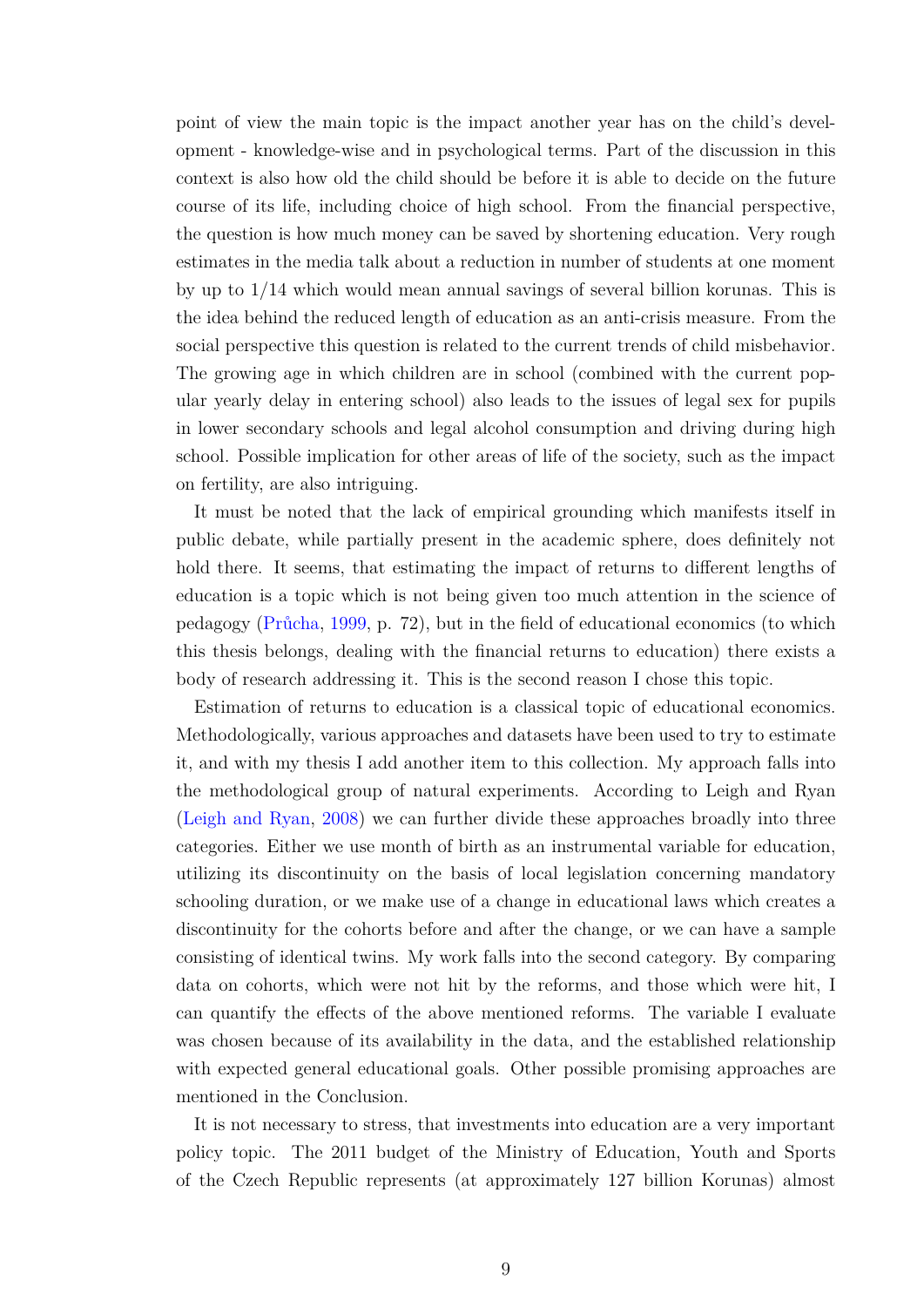point of view the main topic is the impact another year has on the child's development - knowledge-wise and in psychological terms. Part of the discussion in this context is also how old the child should be before it is able to decide on the future course of its life, including choice of high school. From the financial perspective, the question is how much money can be saved by shortening education. Very rough estimates in the media talk about a reduction in number of students at one moment by up to 1/14 which would mean annual savings of several billion korunas. This is the idea behind the reduced length of education as an anti-crisis measure. From the social perspective this question is related to the current trends of child misbehavior. The growing age in which children are in school (combined with the current popular yearly delay in entering school) also leads to the issues of legal sex for pupils in lower secondary schools and legal alcohol consumption and driving during high school. Possible implication for other areas of life of the society, such as the impact on fertility, are also intriguing.

It must be noted that the lack of empirical grounding which manifests itself in public debate, while partially present in the academic sphere, does definitely not hold there. It seems, that estimating the impact of returns to different lengths of education is a topic which is not being given too much attention in the science of pedagogy (Průcha, 1999, p. 72), but in the field of educational economics (to which this thesis belongs, dealing with the financial returns to education) there exists a body of research addressing it. This is the second reason I chose this topic.

Estimation of returns to education is a classical topic of educational economics. Methodologically, various approaches and datasets have been used to try to estimate it, and with my thesis I add another item to this collection. My approach falls into the methodological group of natural experiments. According to Leigh and Ryan (Leigh and Ryan, 2008) we can further divide these approaches broadly into three categories. Either we use month of birth as an instrumental variable for education, utilizing its discontinuity on the basis of local legislation concerning mandatory schooling duration, or we make use of a change in educational laws which creates a discontinuity for the cohorts before and after the change, or we can have a sample consisting of identical twins. My work falls into the second category. By comparing data on cohorts, which were not hit by the reforms, and those which were hit, I can quantify the effects of the above mentioned reforms. The variable I evaluate was chosen because of its availability in the data, and the established relationship with expected general educational goals. Other possible promising approaches are mentioned in the Conclusion.

It is not necessary to stress, that investments into education are a very important policy topic. The 2011 budget of the Ministry of Education, Youth and Sports of the Czech Republic represents (at approximately 127 billion Korunas) almost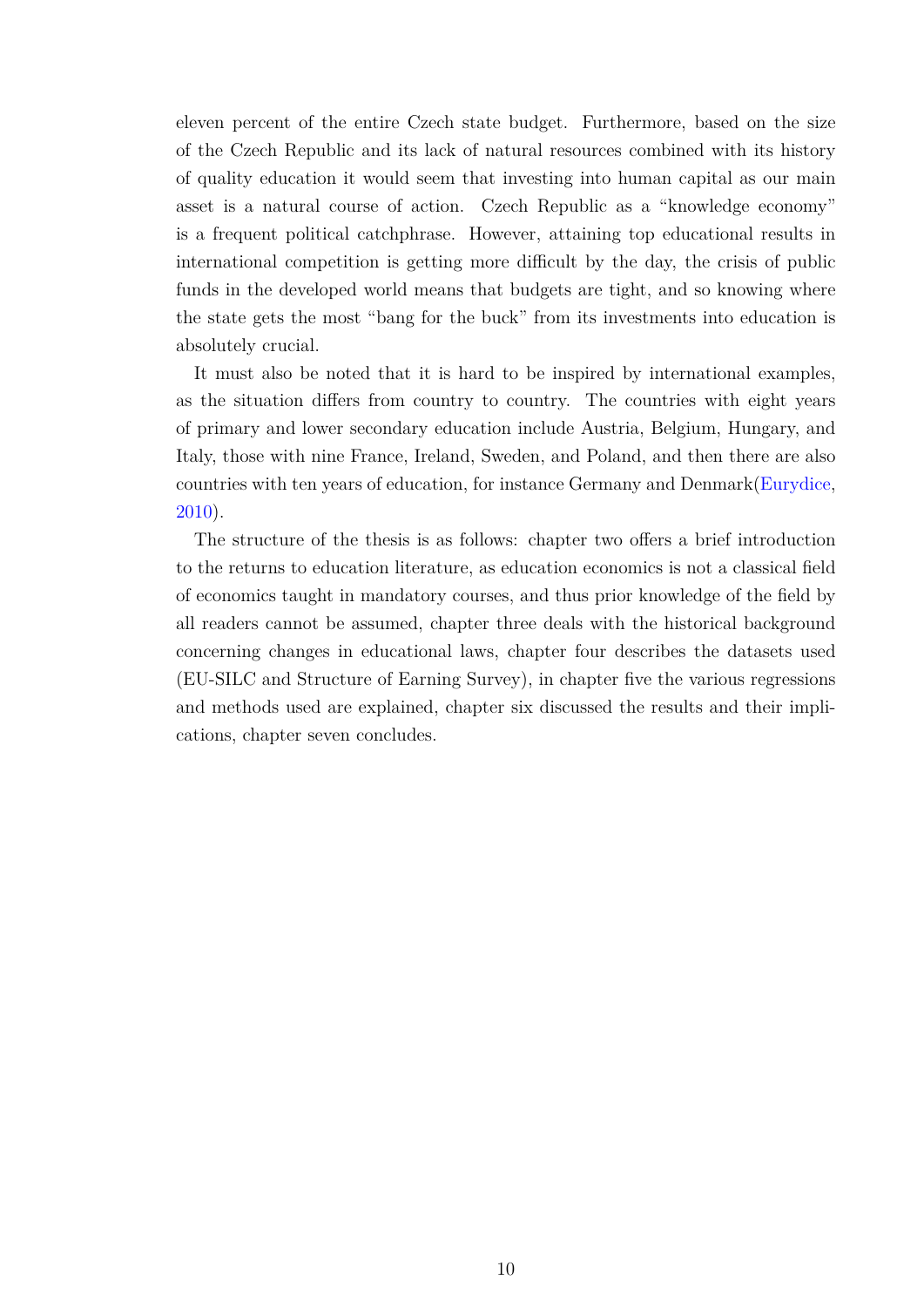eleven percent of the entire Czech state budget. Furthermore, based on the size of the Czech Republic and its lack of natural resources combined with its history of quality education it would seem that investing into human capital as our main asset is a natural course of action. Czech Republic as a "knowledge economy" is a frequent political catchphrase. However, attaining top educational results in international competition is getting more difficult by the day, the crisis of public funds in the developed world means that budgets are tight, and so knowing where the state gets the most "bang for the buck" from its investments into education is absolutely crucial.

It must also be noted that it is hard to be inspired by international examples, as the situation differs from country to country. The countries with eight years of primary and lower secondary education include Austria, Belgium, Hungary, and Italy, those with nine France, Ireland, Sweden, and Poland, and then there are also countries with ten years of education, for instance Germany and Denmark(Eurydice, 2010).

The structure of the thesis is as follows: chapter two offers a brief introduction to the returns to education literature, as education economics is not a classical field of economics taught in mandatory courses, and thus prior knowledge of the field by all readers cannot be assumed, chapter three deals with the historical background concerning changes in educational laws, chapter four describes the datasets used (EU-SILC and Structure of Earning Survey), in chapter five the various regressions and methods used are explained, chapter six discussed the results and their implications, chapter seven concludes.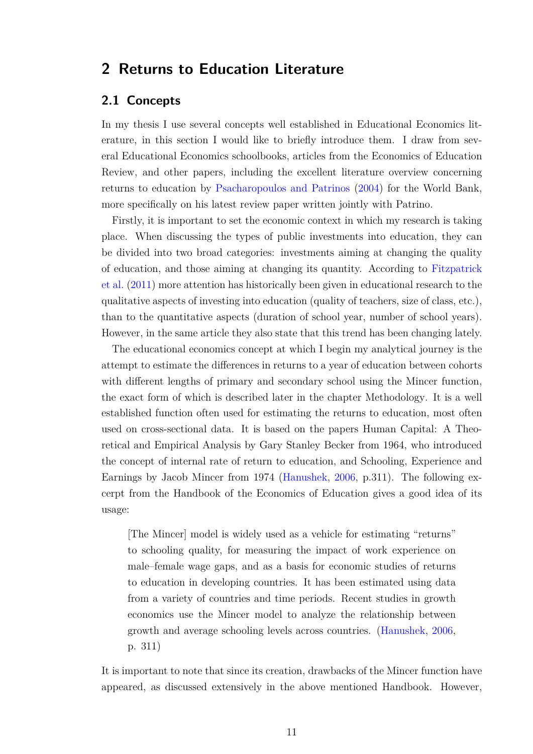# 2 Returns to Education Literature

## 2.1 Concepts

In my thesis I use several concepts well established in Educational Economics literature, in this section I would like to briefly introduce them. I draw from several Educational Economics schoolbooks, articles from the Economics of Education Review, and other papers, including the excellent literature overview concerning returns to education by Psacharopoulos and Patrinos (2004) for the World Bank, more specifically on his latest review paper written jointly with Patrino.

Firstly, it is important to set the economic context in which my research is taking place. When discussing the types of public investments into education, they can be divided into two broad categories: investments aiming at changing the quality of education, and those aiming at changing its quantity. According to Fitzpatrick et al. (2011) more attention has historically been given in educational research to the qualitative aspects of investing into education (quality of teachers, size of class, etc.), than to the quantitative aspects (duration of school year, number of school years). However, in the same article they also state that this trend has been changing lately.

The educational economics concept at which I begin my analytical journey is the attempt to estimate the differences in returns to a year of education between cohorts with different lengths of primary and secondary school using the Mincer function, the exact form of which is described later in the chapter Methodology. It is a well established function often used for estimating the returns to education, most often used on cross-sectional data. It is based on the papers Human Capital: A Theoretical and Empirical Analysis by Gary Stanley Becker from 1964, who introduced the concept of internal rate of return to education, and Schooling, Experience and Earnings by Jacob Mincer from 1974 (Hanushek, 2006, p.311). The following excerpt from the Handbook of the Economics of Education gives a good idea of its usage:

> [The Mincer] model is widely used as a vehicle for estimating "returns" to schooling quality, for measuring the impact of work experience on male–female wage gaps, and as a basis for economic studies of returns to education in developing countries. It has been estimated using data from a variety of countries and time periods. Recent studies in growth economics use the Mincer model to analyze the relationship between growth and average schooling levels across countries. (Hanushek, 2006, p. 311)

It is important to note that since its creation, drawbacks of the Mincer function have appeared, as discussed extensively in the above mentioned Handbook. However,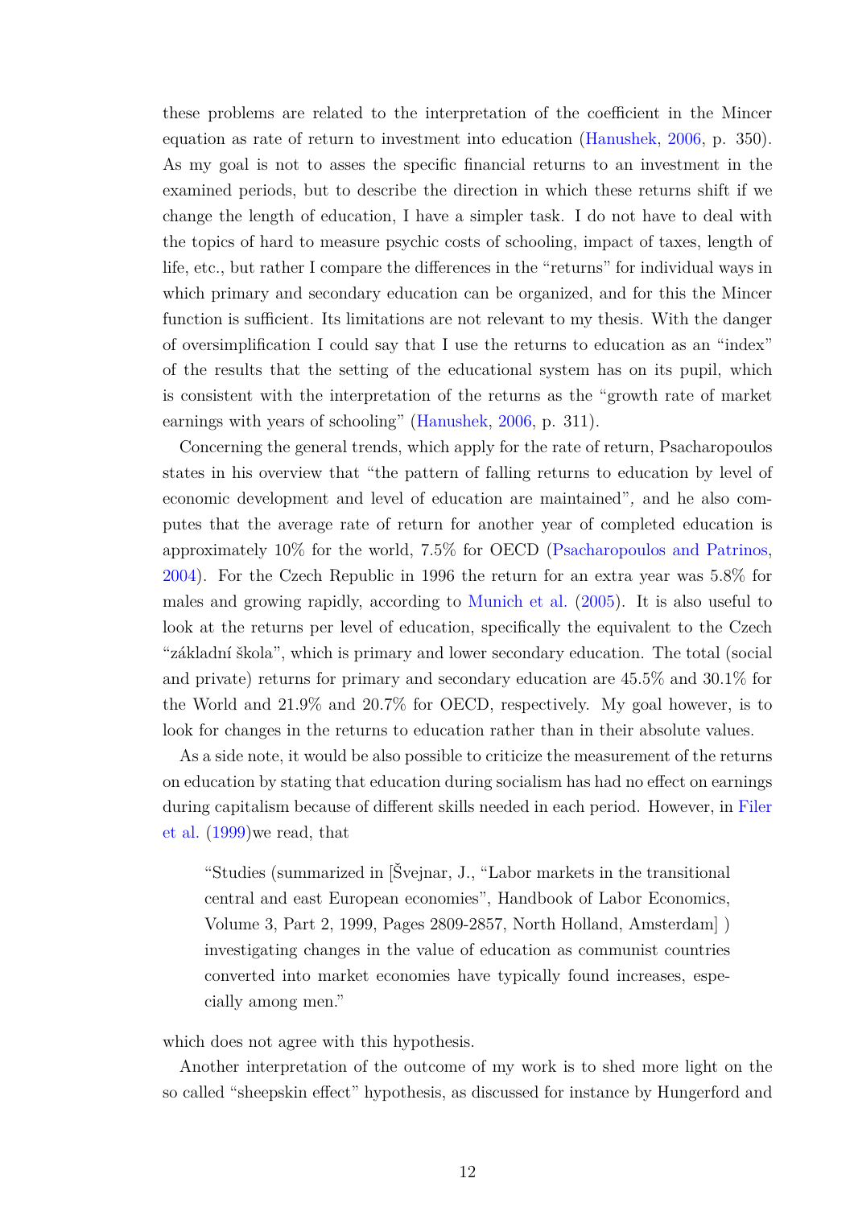these problems are related to the interpretation of the coefficient in the Mincer equation as rate of return to investment into education (Hanushek, 2006, p. 350). As my goal is not to asses the specific financial returns to an investment in the examined periods, but to describe the direction in which these returns shift if we change the length of education, I have a simpler task. I do not have to deal with the topics of hard to measure psychic costs of schooling, impact of taxes, length of life, etc., but rather I compare the differences in the "returns" for individual ways in which primary and secondary education can be organized, and for this the Mincer function is sufficient. Its limitations are not relevant to my thesis. With the danger of oversimplification I could say that I use the returns to education as an "index" of the results that the setting of the educational system has on its pupil, which is consistent with the interpretation of the returns as the "growth rate of market earnings with years of schooling" (Hanushek, 2006, p. 311).

Concerning the general trends, which apply for the rate of return, Psacharopoulos states in his overview that "the pattern of falling returns to education by level of economic development and level of education are maintained", and he also computes that the average rate of return for another year of completed education is approximately 10% for the world, 7.5% for OECD (Psacharopoulos and Patrinos, 2004). For the Czech Republic in 1996 the return for an extra year was 5.8% for males and growing rapidly, according to Munich et al. (2005). It is also useful to look at the returns per level of education, specifically the equivalent to the Czech "základní škola", which is primary and lower secondary education. The total (social and private) returns for primary and secondary education are 45.5% and 30.1% for the World and 21.9% and 20.7% for OECD, respectively. My goal however, is to look for changes in the returns to education rather than in their absolute values.

As a side note, it would be also possible to criticize the measurement of the returns on education by stating that education during socialism has had no effect on earnings during capitalism because of different skills needed in each period. However, in Filer et al. (1999)we read, that

> "Studies (summarized in [Švejnar, J., "Labor markets in the transitional central and east European economies", Handbook of Labor Economics, Volume 3, Part 2, 1999, Pages 2809-2857, North Holland, Amsterdam] ) investigating changes in the value of education as communist countries converted into market economies have typically found increases, especially among men."

which does not agree with this hypothesis.

Another interpretation of the outcome of my work is to shed more light on the so called "sheepskin effect" hypothesis, as discussed for instance by Hungerford and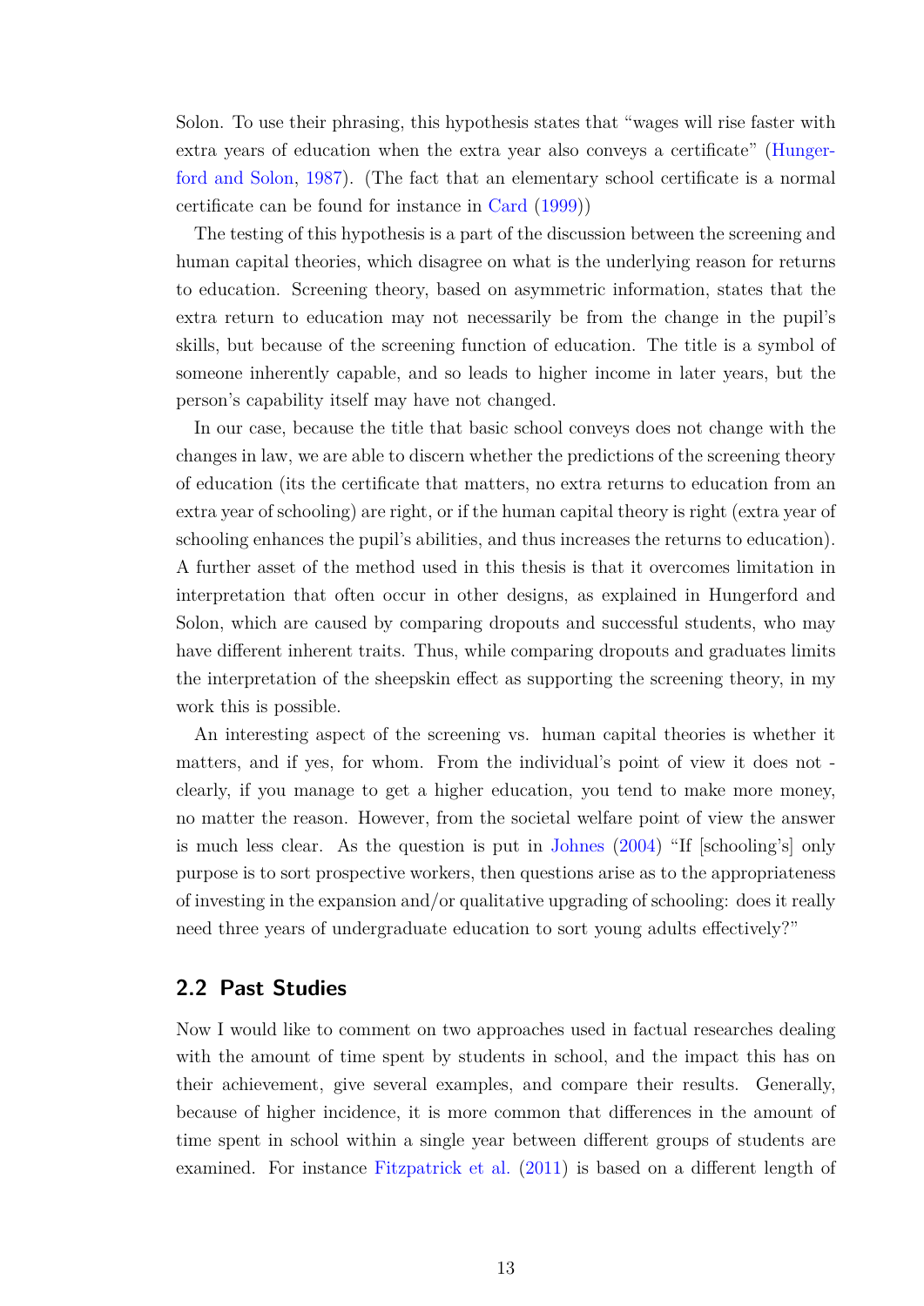Solon. To use their phrasing, this hypothesis states that "wages will rise faster with extra years of education when the extra year also conveys a certificate" (Hungerford and Solon, 1987). (The fact that an elementary school certificate is a normal certificate can be found for instance in Card (1999))

The testing of this hypothesis is a part of the discussion between the screening and human capital theories, which disagree on what is the underlying reason for returns to education. Screening theory, based on asymmetric information, states that the extra return to education may not necessarily be from the change in the pupil's skills, but because of the screening function of education. The title is a symbol of someone inherently capable, and so leads to higher income in later years, but the person's capability itself may have not changed.

In our case, because the title that basic school conveys does not change with the changes in law, we are able to discern whether the predictions of the screening theory of education (its the certificate that matters, no extra returns to education from an extra year of schooling) are right, or if the human capital theory is right (extra year of schooling enhances the pupil's abilities, and thus increases the returns to education). A further asset of the method used in this thesis is that it overcomes limitation in interpretation that often occur in other designs, as explained in Hungerford and Solon, which are caused by comparing dropouts and successful students, who may have different inherent traits. Thus, while comparing dropouts and graduates limits the interpretation of the sheepskin effect as supporting the screening theory, in my work this is possible.

An interesting aspect of the screening vs. human capital theories is whether it matters, and if yes, for whom. From the individual's point of view it does not - clearly, if you manage to get a higher education, you tend to make more money, no matter the reason. However, from the societal welfare point of view the answer is much less clear. As the question is put in Johnes (2004) "If [schooling's] only purpose is to sort prospective workers, then questions arise as to the appropriateness of investing in the expansion and/or qualitative upgrading of schooling: does it really need three years of undergraduate education to sort young adults effectively?"

## 2.2 Past Studies

Now I would like to comment on two approaches used in factual researches dealing with the amount of time spent by students in school, and the impact this has on their achievement, give several examples, and compare their results. Generally, because of higher incidence, it is more common that differences in the amount of time spent in school within a single year between different groups of students are examined. For instance Fitzpatrick et al. (2011) is based on a different length of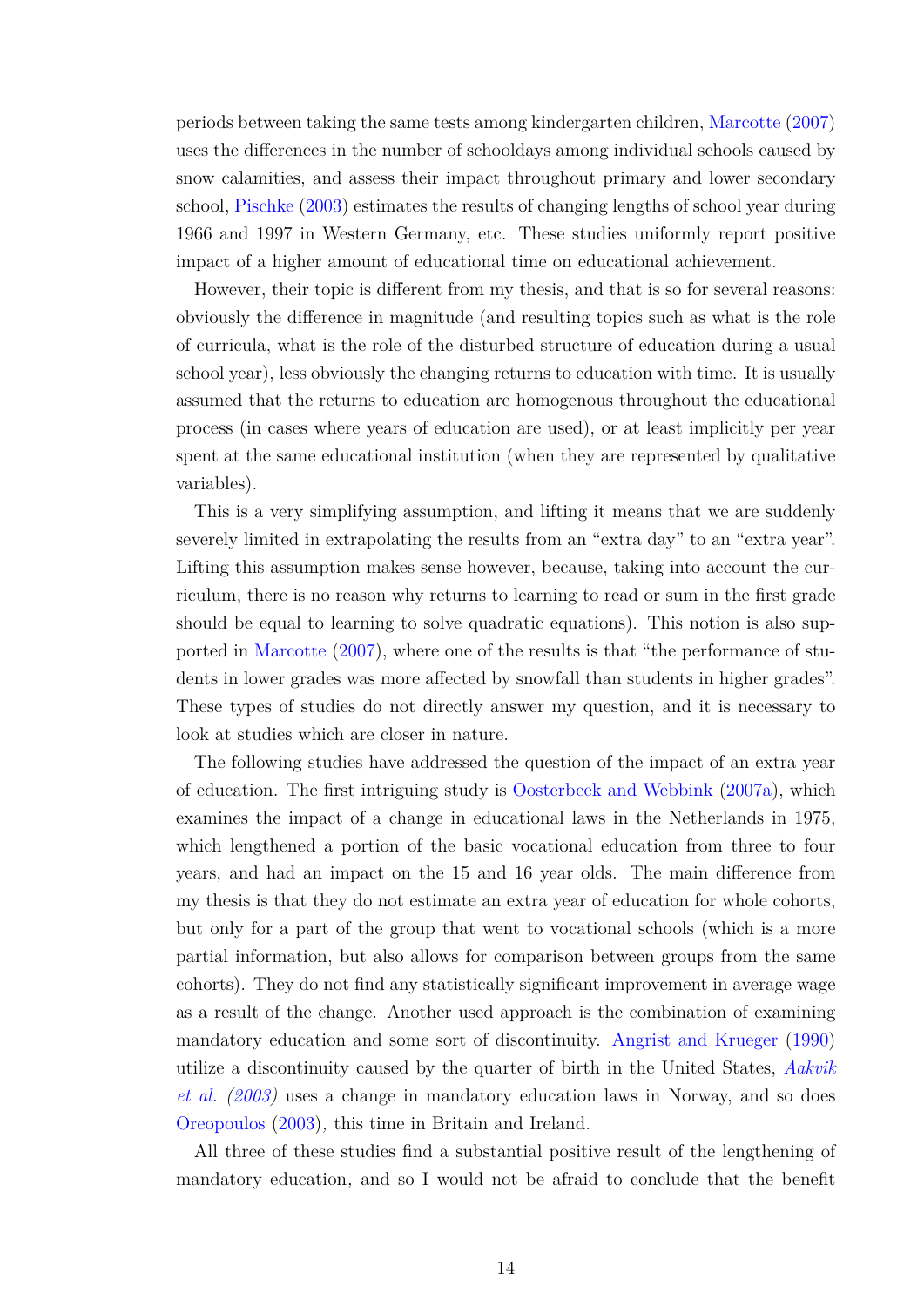periods between taking the same tests among kindergarten children, Marcotte (2007) uses the differences in the number of schooldays among individual schools caused by snow calamities, and assess their impact throughout primary and lower secondary school, Pischke (2003) estimates the results of changing lengths of school year during 1966 and 1997 in Western Germany, etc. These studies uniformly report positive impact of a higher amount of educational time on educational achievement.

However, their topic is different from my thesis, and that is so for several reasons: obviously the difference in magnitude (and resulting topics such as what is the role of curricula, what is the role of the disturbed structure of education during a usual school year), less obviously the changing returns to education with time. It is usually assumed that the returns to education are homogenous throughout the educational process (in cases where years of education are used), or at least implicitly per year spent at the same educational institution (when they are represented by qualitative variables).

This is a very simplifying assumption, and lifting it means that we are suddenly severely limited in extrapolating the results from an "extra day" to an "extra year". Lifting this assumption makes sense however, because, taking into account the curriculum, there is no reason why returns to learning to read or sum in the first grade should be equal to learning to solve quadratic equations). This notion is also supported in Marcotte (2007), where one of the results is that "the performance of students in lower grades was more affected by snowfall than students in higher grades". These types of studies do not directly answer my question, and it is necessary to look at studies which are closer in nature.

The following studies have addressed the question of the impact of an extra year of education. The first intriguing study is Oosterbeek and Webbink (2007a), which examines the impact of a change in educational laws in the Netherlands in 1975, which lengthened a portion of the basic vocational education from three to four years, and had an impact on the 15 and 16 year olds. The main difference from my thesis is that they do not estimate an extra year of education for whole cohorts, but only for a part of the group that went to vocational schools (which is a more partial information, but also allows for comparison between groups from the same cohorts). They do not find any statistically significant improvement in average wage as a result of the change. Another used approach is the combination of examining mandatory education and some sort of discontinuity. Angrist and Krueger (1990) utilize a discontinuity caused by the quarter of birth in the United States, *Aakvik et al. (2003)* uses a change in mandatory education laws in Norway, and so does Oreopoulos (2003), this time in Britain and Ireland.

All three of these studies find a substantial positive result of the lengthening of mandatory education, and so I would not be afraid to conclude that the benefit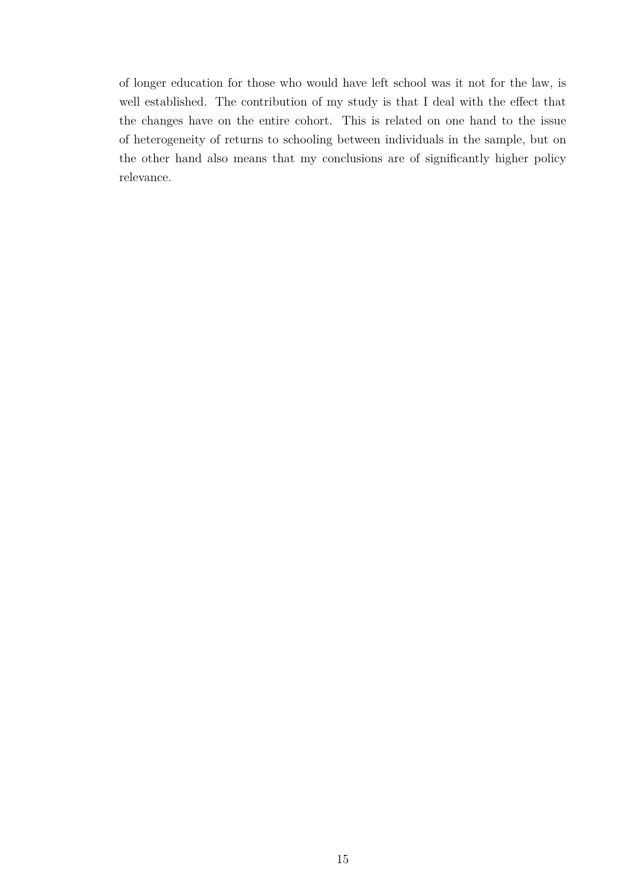of longer education for those who would have left school was it not for the law, is well established. The contribution of my study is that I deal with the effect that the changes have on the entire cohort. This is related on one hand to the issue of heterogeneity of returns to schooling between individuals in the sample, but on the other hand also means that my conclusions are of significantly higher policy relevance.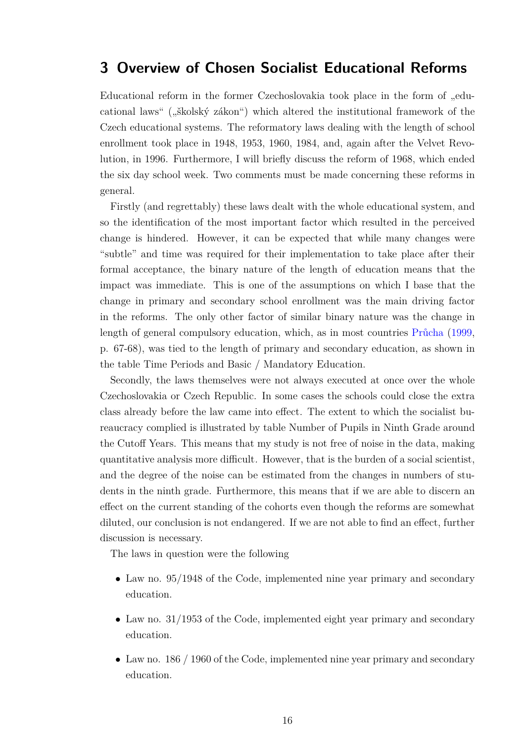# 3 Overview of Chosen Socialist Educational Reforms

Educational reform in the former Czechoslovakia took place in the form of „educational laws" („školský zákon") which altered the institutional framework of the Czech educational systems. The reformatory laws dealing with the length of school enrollment took place in 1948, 1953, 1960, 1984, and, again after the Velvet Revolution, in 1996. Furthermore, I will briefly discuss the reform of 1968, which ended the six day school week. Two comments must be made concerning these reforms in general.

Firstly (and regrettably) these laws dealt with the whole educational system, and so the identification of the most important factor which resulted in the perceived change is hindered. However, it can be expected that while many changes were "subtle" and time was required for their implementation to take place after their formal acceptance, the binary nature of the length of education means that the impact was immediate. This is one of the assumptions on which I base that the change in primary and secondary school enrollment was the main driving factor in the reforms. The only other factor of similar binary nature was the change in length of general compulsory education, which, as in most countries Průcha (1999, p. 67-68), was tied to the length of primary and secondary education, as shown in the table Time Periods and Basic / Mandatory Education.

Secondly, the laws themselves were not always executed at once over the whole Czechoslovakia or Czech Republic. In some cases the schools could close the extra class already before the law came into effect. The extent to which the socialist bureaucracy complied is illustrated by table Number of Pupils in Ninth Grade around the Cutoff Years. This means that my study is not free of noise in the data, making quantitative analysis more difficult. However, that is the burden of a social scientist, and the degree of the noise can be estimated from the changes in numbers of students in the ninth grade. Furthermore, this means that if we are able to discern an effect on the current standing of the cohorts even though the reforms are somewhat diluted, our conclusion is not endangered. If we are not able to find an effect, further discussion is necessary.

The laws in question were the following

- Law no. 95/1948 of the Code, implemented nine year primary and secondary education.
- Law no. 31/1953 of the Code, implemented eight year primary and secondary education.
- Law no. 186 / 1960 of the Code, implemented nine year primary and secondary education.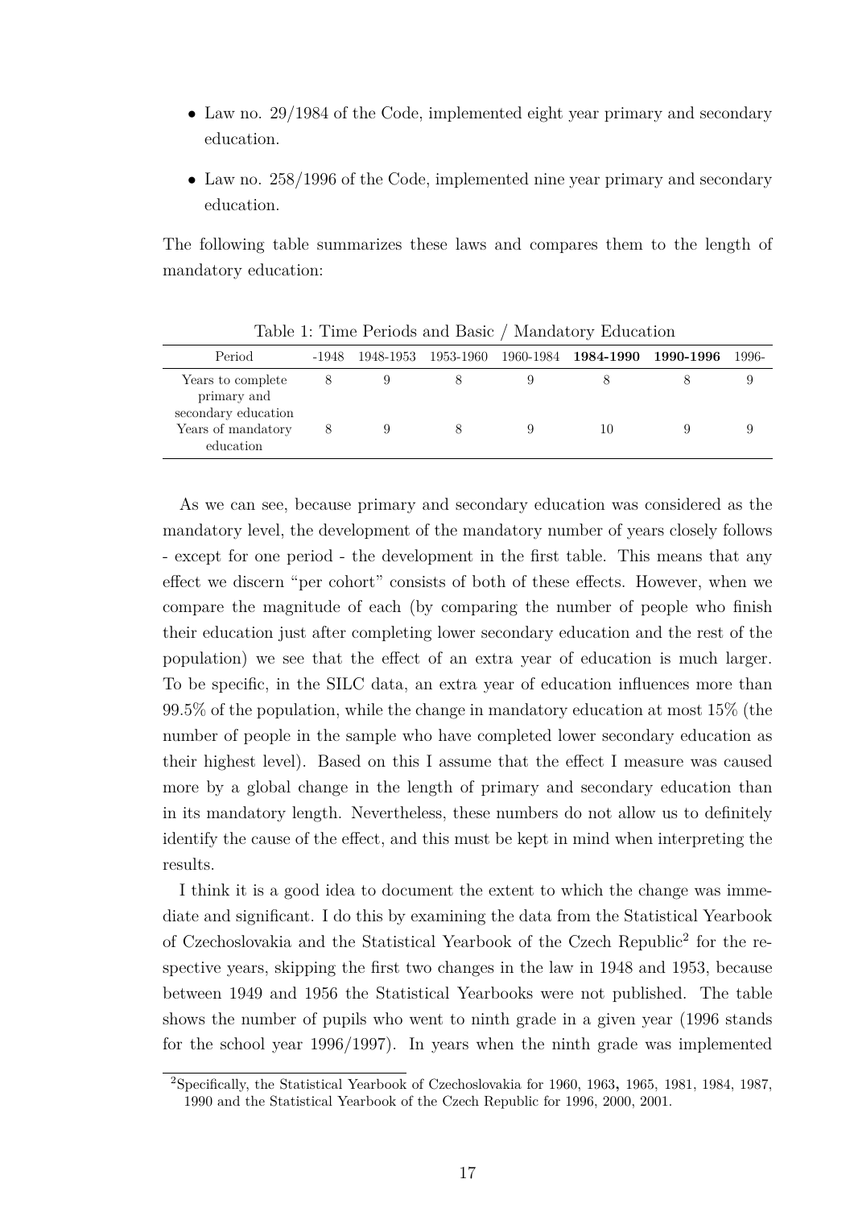- Law no. 29/1984 of the Code, implemented eight year primary and secondary education.
- Law no. 258/1996 of the Code, implemented nine year primary and secondary education.

The following table summarizes these laws and compares them to the length of mandatory education:

Table 1: Time Periods and Basic / Mandatory Education

| Period | -1948 | 1948-1953 | 1953-1960 | 1960-1984 | **1984-1990** | **1990-1996** | 1996- |
|---|---|---|---|---|---|---|---|
| Years to complete primary and secondary education | 8 | 9 | 8 | 9 | 8 | 8 | 9 |
| Years of mandatory education | 8 | 9 | 8 | 9 | 10 | 9 | 9 |

As we can see, because primary and secondary education was considered as the mandatory level, the development of the mandatory number of years closely follows - except for one period - the development in the first table. This means that any effect we discern "per cohort" consists of both of these effects. However, when we compare the magnitude of each (by comparing the number of people who finish their education just after completing lower secondary education and the rest of the population) we see that the effect of an extra year of education is much larger. To be specific, in the SILC data, an extra year of education influences more than 99.5% of the population, while the change in mandatory education at most 15% (the number of people in the sample who have completed lower secondary education as their highest level). Based on this I assume that the effect I measure was caused more by a global change in the length of primary and secondary education than in its mandatory length. Nevertheless, these numbers do not allow us to definitely identify the cause of the effect, and this must be kept in mind when interpreting the results.

I think it is a good idea to document the extent to which the change was immediate and significant. I do this by examining the data from the Statistical Yearbook of Czechoslovakia and the Statistical Yearbook of the Czech Republic[2] for the respective years, skipping the first two changes in the law in 1948 and 1953, because between 1949 and 1956 the Statistical Yearbooks were not published. The table shows the number of pupils who went to ninth grade in a given year (1996 stands for the school year 1996/1997). In years when the ninth grade was implemented

[2] Specifically, the Statistical Yearbook of Czechoslovakia for 1960, 1963, 1965, 1981, 1984, 1987, 1990 and the Statistical Yearbook of the Czech Republic for 1996, 2000, 2001.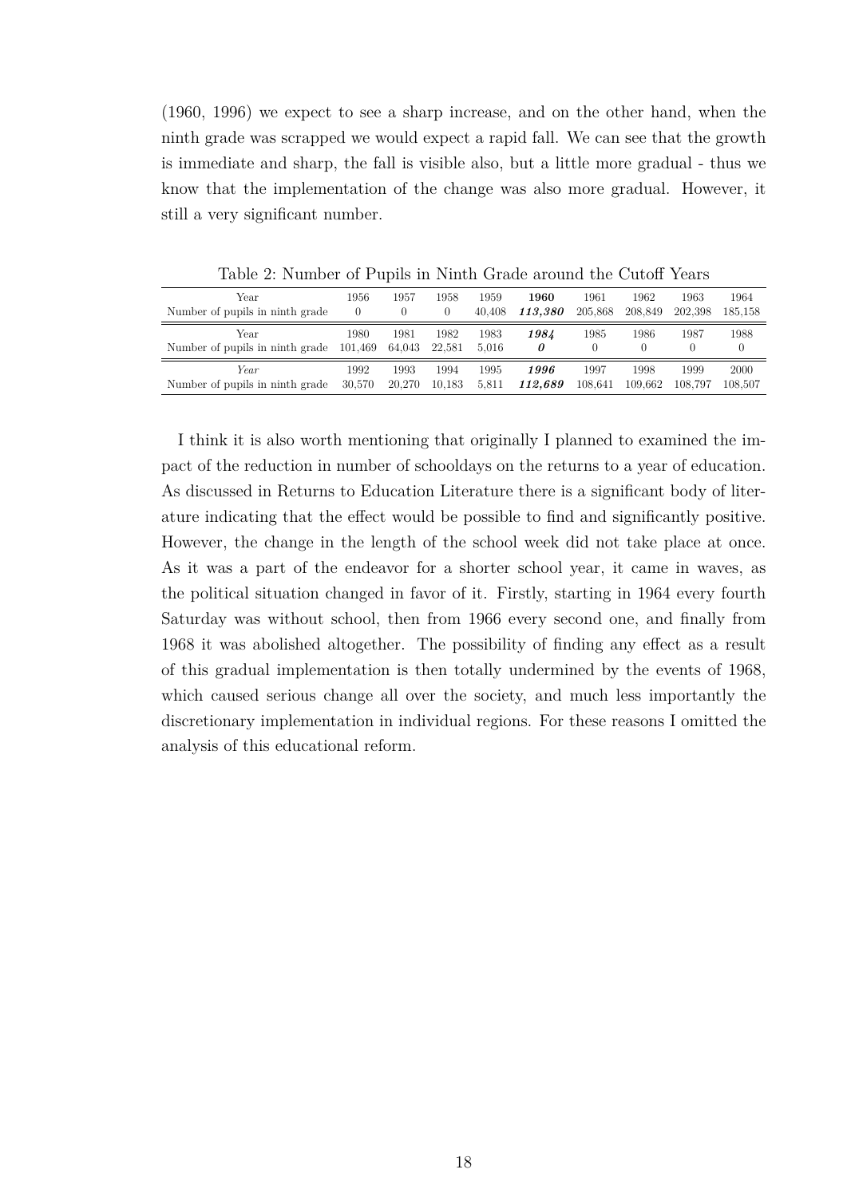(1960, 1996) we expect to see a sharp increase, and on the other hand, when the ninth grade was scrapped we would expect a rapid fall. We can see that the growth is immediate and sharp, the fall is visible also, but a little more gradual - thus we know that the implementation of the change was also more gradual. However, it still a very significant number.

Table 2: Number of Pupils in Ninth Grade around the Cutoff Years

| Year | 1956 | 1957 | 1958 | 1959 | **1960** | 1961 | 1962 | 1963 | 1964 |
|---|---|---|---|---|---|---|---|---|---|
| Number of pupils in ninth grade | 0 | 0 | 0 | 40,408 | ***113,380*** | 205,868 | 208,849 | 202,398 | 185,158 |
| Year | 1980 | 1981 | 1982 | 1983 | ***1984*** | 1985 | 1986 | 1987 | 1988 |
| Number of pupils in ninth grade | 101,469 | 64,043 | 22,581 | 5,016 | ***0*** | 0 | 0 | 0 | 0 |
| *Year* | 1992 | 1993 | 1994 | 1995 | ***1996*** | 1997 | 1998 | 1999 | 2000 |
| Number of pupils in ninth grade | 30,570 | 20,270 | 10,183 | 5,811 | ***112,689*** | 108,641 | 109,662 | 108,797 | 108,507 |

I think it is also worth mentioning that originally I planned to examined the impact of the reduction in number of schooldays on the returns to a year of education. As discussed in Returns to Education Literature there is a significant body of literature indicating that the effect would be possible to find and significantly positive. However, the change in the length of the school week did not take place at once. As it was a part of the endeavor for a shorter school year, it came in waves, as the political situation changed in favor of it. Firstly, starting in 1964 every fourth Saturday was without school, then from 1966 every second one, and finally from 1968 it was abolished altogether. The possibility of finding any effect as a result of this gradual implementation is then totally undermined by the events of 1968, which caused serious change all over the society, and much less importantly the discretionary implementation in individual regions. For these reasons I omitted the analysis of this educational reform.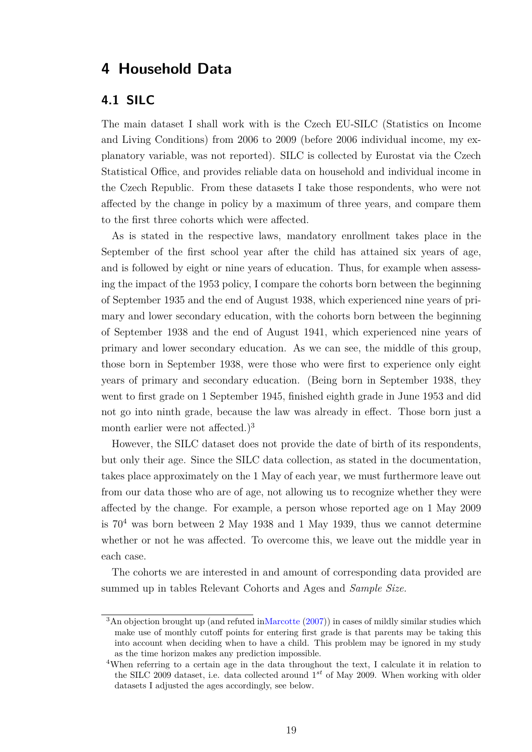# 4 Household Data

## 4.1 SILC

The main dataset I shall work with is the Czech EU-SILC (Statistics on Income and Living Conditions) from 2006 to 2009 (before 2006 individual income, my explanatory variable, was not reported). SILC is collected by Eurostat via the Czech Statistical Office, and provides reliable data on household and individual income in the Czech Republic. From these datasets I take those respondents, who were not affected by the change in policy by a maximum of three years, and compare them to the first three cohorts which were affected.

As is stated in the respective laws, mandatory enrollment takes place in the September of the first school year after the child has attained six years of age, and is followed by eight or nine years of education. Thus, for example when assessing the impact of the 1953 policy, I compare the cohorts born between the beginning of September 1935 and the end of August 1938, which experienced nine years of primary and lower secondary education, with the cohorts born between the beginning of September 1938 and the end of August 1941, which experienced nine years of primary and lower secondary education. As we can see, the middle of this group, those born in September 1938, were those who were first to experience only eight years of primary and secondary education. (Being born in September 1938, they went to first grade on 1 September 1945, finished eighth grade in June 1953 and did not go into ninth grade, because the law was already in effect. Those born just a month earlier were not affected.)[3]

However, the SILC dataset does not provide the date of birth of its respondents, but only their age. Since the SILC data collection, as stated in the documentation, takes place approximately on the 1 May of each year, we must furthermore leave out from our data those who are of age, not allowing us to recognize whether they were affected by the change. For example, a person whose reported age on 1 May 2009 is 70[4] was born between 2 May 1938 and 1 May 1939, thus we cannot determine whether or not he was affected. To overcome this, we leave out the middle year in each case.

The cohorts we are interested in and amount of corresponding data provided are summed up in tables Relevant Cohorts and Ages and *Sample Size.*

---

[3] An objection brought up (and refuted inMarcotte (2007)) in cases of mildly similar studies which make use of monthly cutoff points for entering first grade is that parents may be taking this into account when deciding when to have a child. This problem may be ignored in my study as the time horizon makes any prediction impossible.

[4] When referring to a certain age in the data throughout the text, I calculate it in relation to the SILC 2009 dataset, i.e. data collected around $1^{st}$ of May 2009. When working with older datasets I adjusted the ages accordingly, see below.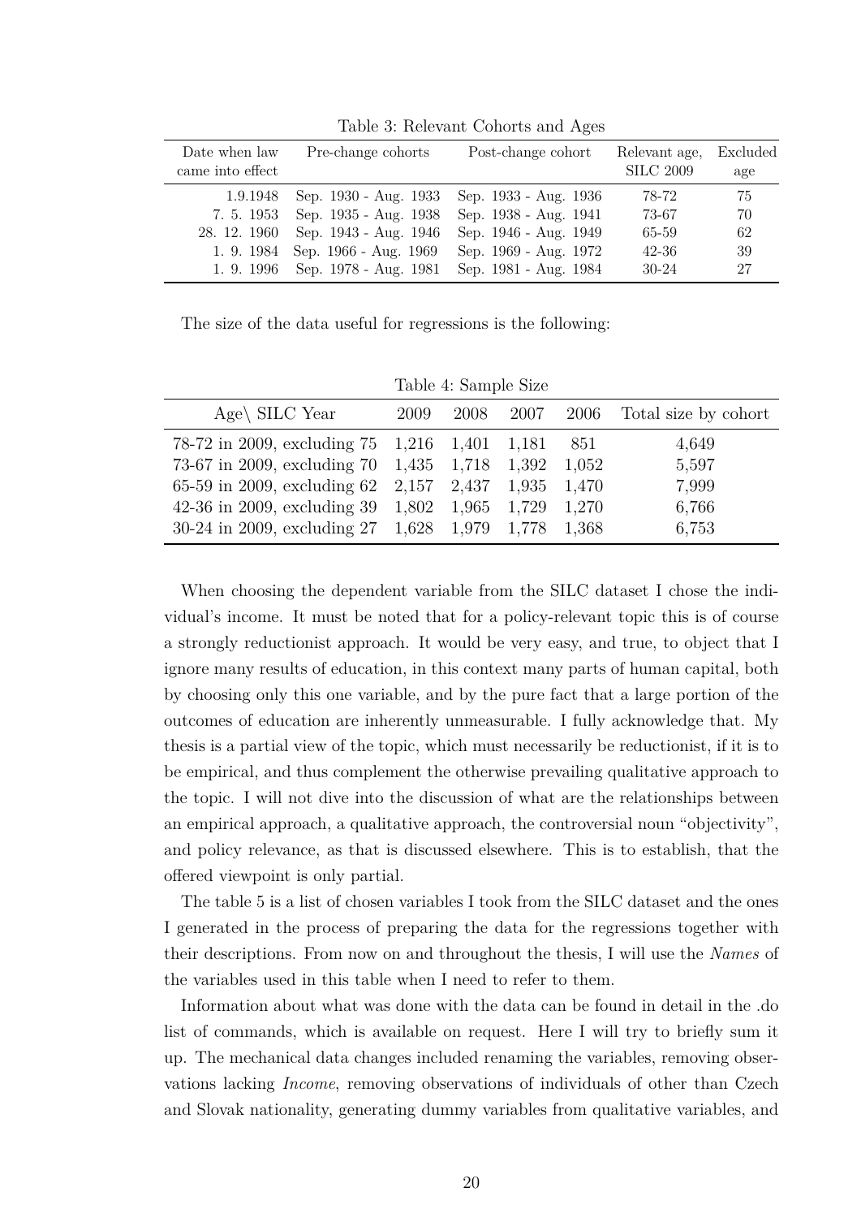Table 3: Relevant Cohorts and Ages

| Date when law came into effect | Pre-change cohorts | Post-change cohort | Relevant age, SILC 2009 | Excluded age |
|---|---|---|---|---|
| 1.9.1948 | Sep. 1930 - Aug. 1933 | Sep. 1933 - Aug. 1936 | 78-72 | 75 |
| 7. 5. 1953 | Sep. 1935 - Aug. 1938 | Sep. 1938 - Aug. 1941 | 73-67 | 70 |
| 28. 12. 1960 | Sep. 1943 - Aug. 1946 | Sep. 1946 - Aug. 1949 | 65-59 | 62 |
| 1. 9. 1984 | Sep. 1966 - Aug. 1969 | Sep. 1969 - Aug. 1972 | 42-36 | 39 |
| 1. 9. 1996 | Sep. 1978 - Aug. 1981 | Sep. 1981 - Aug. 1984 | 30-24 | 27 |

The size of the data useful for regressions is the following:

Table 4: Sample Size

| Age\ SILC Year | 2009 | 2008 | 2007 | 2006 | Total size by cohort |
|---|---|---|---|---|---|
| 78-72 in 2009, excluding 75 | 1,216 | 1,401 | 1,181 | 851 | 4,649 |
| 73-67 in 2009, excluding 70 | 1,435 | 1,718 | 1,392 | 1,052 | 5,597 |
| 65-59 in 2009, excluding 62 | 2,157 | 2,437 | 1,935 | 1,470 | 7,999 |
| 42-36 in 2009, excluding 39 | 1,802 | 1,965 | 1,729 | 1,270 | 6,766 |
| 30-24 in 2009, excluding 27 | 1,628 | 1,979 | 1,778 | 1,368 | 6,753 |

When choosing the dependent variable from the SILC dataset I chose the individual's income. It must be noted that for a policy-relevant topic this is of course a strongly reductionist approach. It would be very easy, and true, to object that I ignore many results of education, in this context many parts of human capital, both by choosing only this one variable, and by the pure fact that a large portion of the outcomes of education are inherently unmeasurable. I fully acknowledge that. My thesis is a partial view of the topic, which must necessarily be reductionist, if it is to be empirical, and thus complement the otherwise prevailing qualitative approach to the topic. I will not dive into the discussion of what are the relationships between an empirical approach, a qualitative approach, the controversial noun "objectivity", and policy relevance, as that is discussed elsewhere. This is to establish, that the offered viewpoint is only partial.

The table 5 is a list of chosen variables I took from the SILC dataset and the ones I generated in the process of preparing the data for the regressions together with their descriptions. From now on and throughout the thesis, I will use the *Names* of the variables used in this table when I need to refer to them.

Information about what was done with the data can be found in detail in the .do list of commands, which is available on request. Here I will try to briefly sum it up. The mechanical data changes included renaming the variables, removing observations lacking *Income*, removing observations of individuals of other than Czech and Slovak nationality, generating dummy variables from qualitative variables, and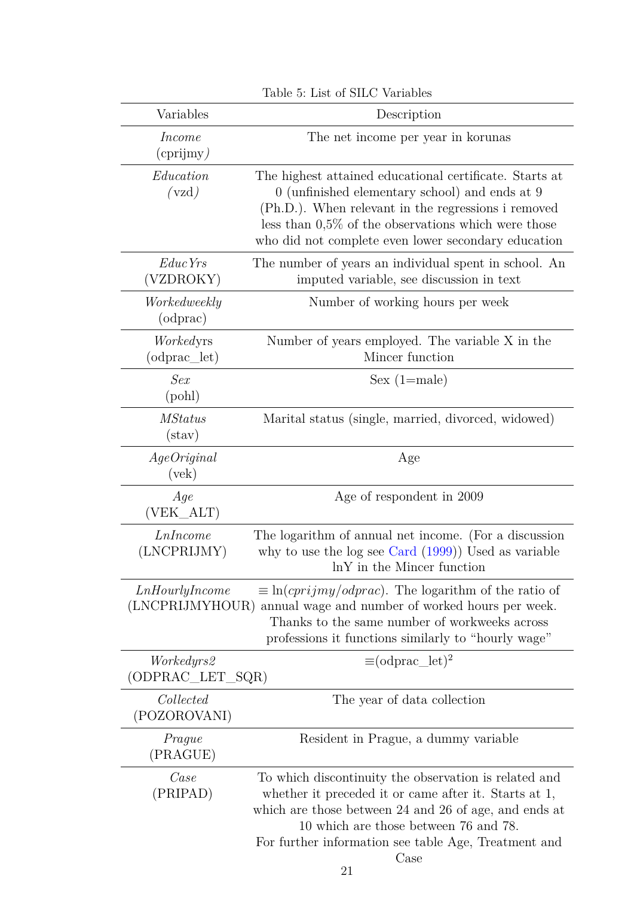Table 5: List of SILC Variables

| Variables | Description |
|---|---|
| *Income* (cprijmy) | The net income per year in korunas |
| *Education* (vzd) | The highest attained educational certificate. Starts at 0 (unfinished elementary school) and ends at 9 (Ph.D.). When relevant in the regressions i removed less than 0,5% of the observations which were those who did not complete even lower secondary education |
| *EducYrs* (VZDROKY) | The number of years an individual spent in school. An imputed variable, see discussion in text |
| *Workedweekly* (odprac) | Number of working hours per week |
| *Worked*yrs (odprac_let) | Number of years employed. The variable X in the Mincer function |
| *Sex* (pohl) | Sex (1=male) |
| *MStatus* (stav) | Marital status (single, married, divorced, widowed) |
| *AgeOriginal* (vek) | Age |
| *Age* (VEK_ALT) | Age of respondent in 2009 |
| *LnIncome* (LNCPRIJMY) | The logarithm of annual net income. (For a discussion why to use the log see Card (1999)) Used as variable lnY in the Mincer function |
| *LnHourlyIncome* (LNCPRIJMYHOUR) | $\equiv \ln(cprijmy/odprac)$. The logarithm of the ratio of annual wage and number of worked hours per week. Thanks to the same number of workweeks across professions it functions similarly to "hourly wage" |
| *Workedyrs2* (ODPRAC_LET_SQR) | $\equiv$(odprac_let)$^2$ |
| *Collected* (POZOROVANI) | The year of data collection |
| *Prague* (PRAGUE) | Resident in Prague, a dummy variable |
| *Case* (PRIPAD) | To which discontinuity the observation is related and whether it preceded it or came after it. Starts at 1, which are those between 24 and 26 of age, and ends at 10 which are those between 76 and 78. For further information see table Age, Treatment and Case |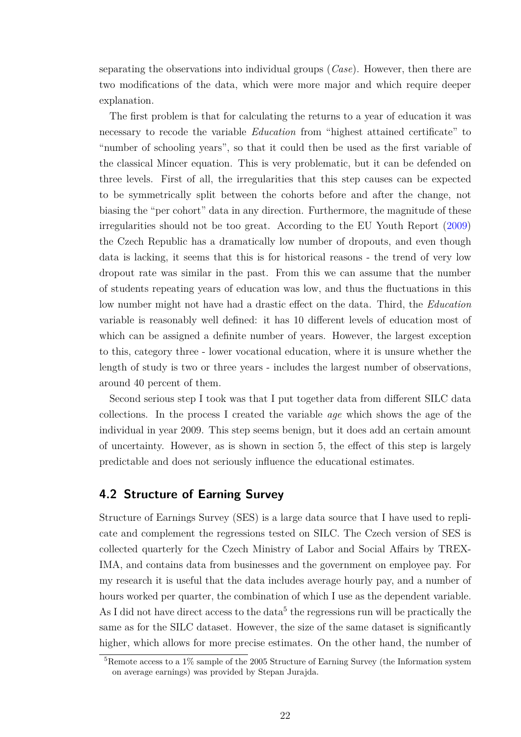separating the observations into individual groups (*Case*). However, then there are two modifications of the data, which were more major and which require deeper explanation.

The first problem is that for calculating the returns to a year of education it was necessary to recode the variable *Education* from "highest attained certificate" to "number of schooling years", so that it could then be used as the first variable of the classical Mincer equation. This is very problematic, but it can be defended on three levels. First of all, the irregularities that this step causes can be expected to be symmetrically split between the cohorts before and after the change, not biasing the "per cohort" data in any direction. Furthermore, the magnitude of these irregularities should not be too great. According to the EU Youth Report (2009) the Czech Republic has a dramatically low number of dropouts, and even though data is lacking, it seems that this is for historical reasons - the trend of very low dropout rate was similar in the past. From this we can assume that the number of students repeating years of education was low, and thus the fluctuations in this low number might not have had a drastic effect on the data. Third, the *Education* variable is reasonably well defined: it has 10 different levels of education most of which can be assigned a definite number of years. However, the largest exception to this, category three - lower vocational education, where it is unsure whether the length of study is two or three years - includes the largest number of observations, around 40 percent of them.

Second serious step I took was that I put together data from different SILC data collections. In the process I created the variable *age* which shows the age of the individual in year 2009. This step seems benign, but it does add an certain amount of uncertainty. However, as is shown in section 5, the effect of this step is largely predictable and does not seriously influence the educational estimates.

## 4.2 Structure of Earning Survey

Structure of Earnings Survey (SES) is a large data source that I have used to replicate and complement the regressions tested on SILC. The Czech version of SES is collected quarterly for the Czech Ministry of Labor and Social Affairs by TREXIMA, and contains data from businesses and the government on employee pay. For my research it is useful that the data includes average hourly pay, and a number of hours worked per quarter, the combination of which I use as the dependent variable. As I did not have direct access to the data[5] the regressions run will be practically the same as for the SILC dataset. However, the size of the same dataset is significantly higher, which allows for more precise estimates. On the other hand, the number of

[5] Remote access to a 1% sample of the 2005 Structure of Earning Survey (the Information system on average earnings) was provided by Stepan Jurajda.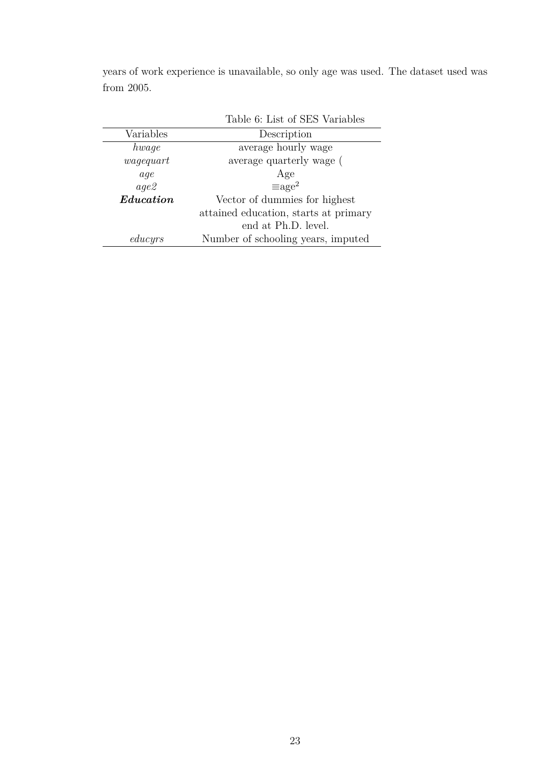years of work experience is unavailable, so only age was used. The dataset used was from 2005.

Table 6: List of SES Variables

| Variables | Description |
|---|---|
| *hwage* | average hourly wage |
| *wagequart* | average quarterly wage ( |
| *age* | Age |
| *age2* | $\equiv$age$^2$ |
| ***Education*** | Vector of dummies for highest attained education, starts at primary end at Ph.D. level. |
| *educyrs* | Number of schooling years, imputed |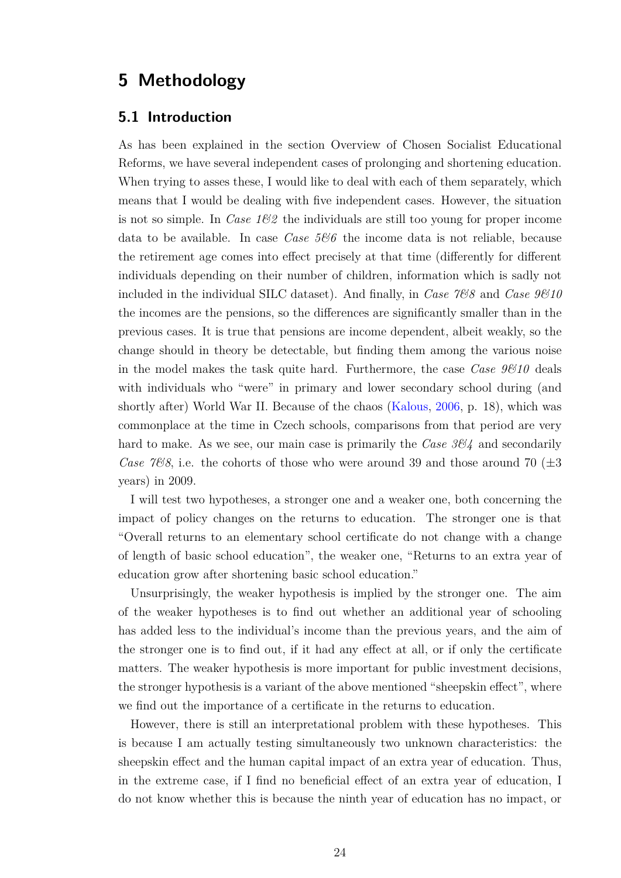# 5 Methodology

## 5.1 Introduction

As has been explained in the section Overview of Chosen Socialist Educational Reforms, we have several independent cases of prolonging and shortening education. When trying to asses these, I would like to deal with each of them separately, which means that I would be dealing with five independent cases. However, the situation is not so simple. In *Case 1&2* the individuals are still too young for proper income data to be available. In case *Case 5&6* the income data is not reliable, because the retirement age comes into effect precisely at that time (differently for different individuals depending on their number of children, information which is sadly not included in the individual SILC dataset). And finally, in *Case 7&8* and *Case 9&10* the incomes are the pensions, so the differences are significantly smaller than in the previous cases. It is true that pensions are income dependent, albeit weakly, so the change should in theory be detectable, but finding them among the various noise in the model makes the task quite hard. Furthermore, the case *Case 9&10* deals with individuals who "were" in primary and lower secondary school during (and shortly after) World War II. Because of the chaos (Kalous, 2006, p. 18), which was commonplace at the time in Czech schools, comparisons from that period are very hard to make. As we see, our main case is primarily the *Case 3&4* and secondarily *Case 7&8*, i.e. the cohorts of those who were around 39 and those around 70 ($\pm 3$ years) in 2009.

I will test two hypotheses, a stronger one and a weaker one, both concerning the impact of policy changes on the returns to education. The stronger one is that "Overall returns to an elementary school certificate do not change with a change of length of basic school education", the weaker one, "Returns to an extra year of education grow after shortening basic school education."

Unsurprisingly, the weaker hypothesis is implied by the stronger one. The aim of the weaker hypotheses is to find out whether an additional year of schooling has added less to the individual's income than the previous years, and the aim of the stronger one is to find out, if it had any effect at all, or if only the certificate matters. The weaker hypothesis is more important for public investment decisions, the stronger hypothesis is a variant of the above mentioned "sheepskin effect", where we find out the importance of a certificate in the returns to education.

However, there is still an interpretational problem with these hypotheses. This is because I am actually testing simultaneously two unknown characteristics: the sheepskin effect and the human capital impact of an extra year of education. Thus, in the extreme case, if I find no beneficial effect of an extra year of education, I do not know whether this is because the ninth year of education has no impact, or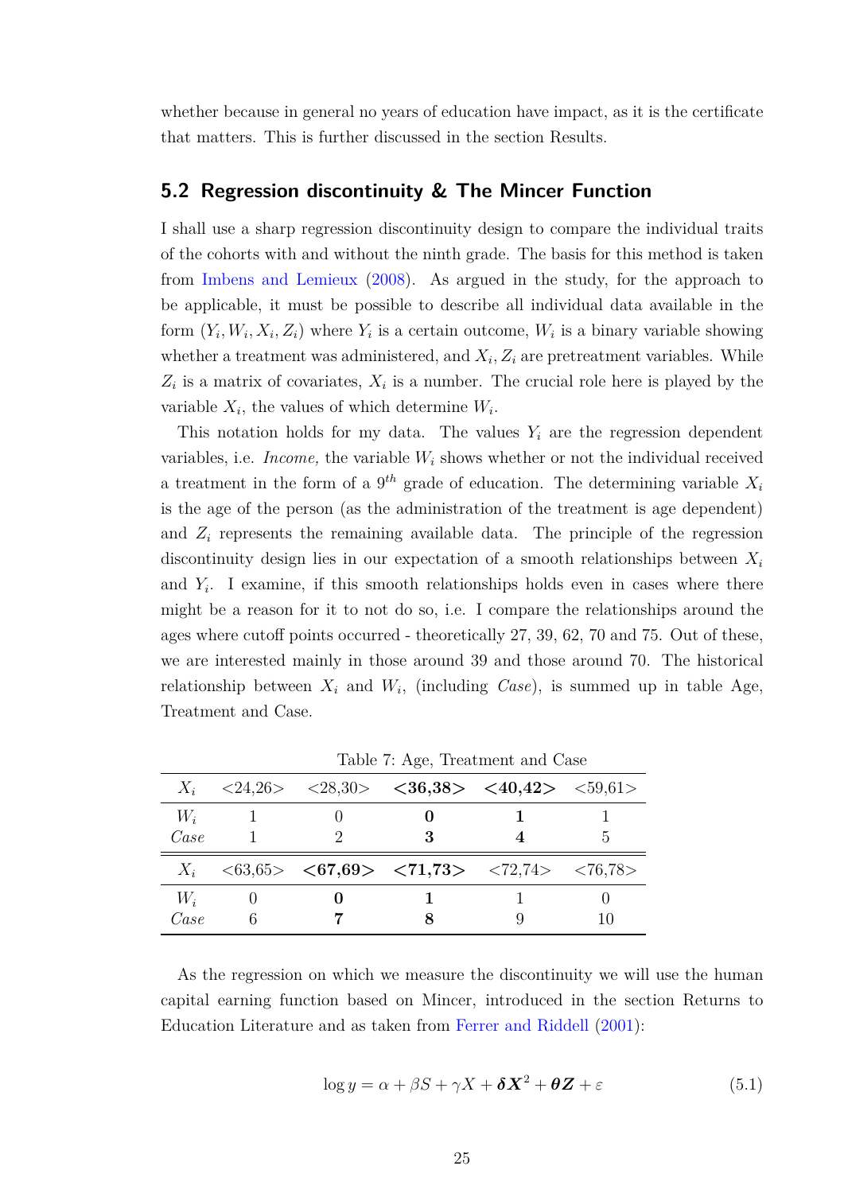whether because in general no years of education have impact, as it is the certificate that matters. This is further discussed in the section Results.

## 5.2 Regression discontinuity & The Mincer Function

I shall use a sharp regression discontinuity design to compare the individual traits of the cohorts with and without the ninth grade. The basis for this method is taken from Imbens and Lemieux (2008). As argued in the study, for the approach to be applicable, it must be possible to describe all individual data available in the form $(Y_i, W_i, X_i, Z_i)$ where $Y_i$ is a certain outcome, $W_i$ is a binary variable showing whether a treatment was administered, and $X_i, Z_i$ are pretreatment variables. While $Z_i$ is a matrix of covariates, $X_i$ is a number. The crucial role here is played by the variable $X_i$, the values of which determine $W_i$.

This notation holds for my data. The values $Y_i$ are the regression dependent variables, i.e. *Income,* the variable $W_i$ shows whether or not the individual received a treatment in the form of a $9^{th}$ grade of education. The determining variable $X_i$ is the age of the person (as the administration of the treatment is age dependent) and $Z_i$ represents the remaining available data. The principle of the regression discontinuity design lies in our expectation of a smooth relationships between $X_i$ and $Y_i$. I examine, if this smooth relationships holds even in cases where there might be a reason for it to not do so, i.e. I compare the relationships around the ages where cutoff points occurred - theoretically 27, 39, 62, 70 and 75. Out of these, we are interested mainly in those around 39 and those around 70. The historical relationship between $X_i$ and $W_i$, (including *Case*), is summed up in table Age, Treatment and Case.

Table 7: Age, Treatment and Case

| $X_i$ | <24,26> | <28,30> | **<36,38>** | **<40,42>** | <59,61> |
|---|---|---|---|---|---|
| $W_i$ | 1 | 0 | **0** | **1** | 1 |
| *Case* | 1 | 2 | **3** | **4** | 5 |
| $X_i$ | <63,65> | **<67,69>** | **<71,73>** | <72,74> | <76,78> |
| $W_i$ | 0 | **0** | **1** | 1 | 0 |
| *Case* | 6 | **7** | **8** | 9 | 10 |

As the regression on which we measure the discontinuity we will use the human capital earning function based on Mincer, introduced in the section Returns to Education Literature and as taken from Ferrer and Riddell (2001):

$$\log y = \alpha + \beta S + \gamma X + \boldsymbol{\delta X}^2 + \boldsymbol{\theta Z} + \varepsilon \tag{5.1}$$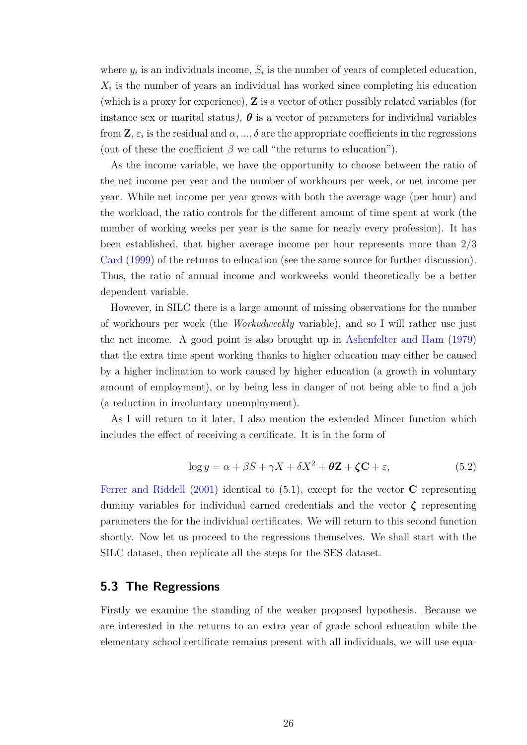where $y_i$ is an individuals income, $S_i$ is the number of years of completed education, $X_i$ is the number of years an individual has worked since completing his education (which is a proxy for experience), $\mathbf{Z}$ is a vector of other possibly related variables (for instance sex or marital status*),* $\boldsymbol{\theta}$ is a vector of parameters for individual variables from $\mathbf{Z}$, $\varepsilon_i$ is the residual and $\alpha, ..., \delta$ are the appropriate coefficients in the regressions (out of these the coefficient $\beta$ we call "the returns to education").

As the income variable, we have the opportunity to choose between the ratio of the net income per year and the number of workhours per week, or net income per year. While net income per year grows with both the average wage (per hour) and the workload, the ratio controls for the different amount of time spent at work (the number of working weeks per year is the same for nearly every profession). It has been established, that higher average income per hour represents more than 2/3 Card (1999) of the returns to education (see the same source for further discussion). Thus, the ratio of annual income and workweeks would theoretically be a better dependent variable.

However, in SILC there is a large amount of missing observations for the number of workhours per week (the *Workedweekly* variable), and so I will rather use just the net income. A good point is also brought up in Ashenfelter and Ham (1979) that the extra time spent working thanks to higher education may either be caused by a higher inclination to work caused by higher education (a growth in voluntary amount of employment), or by being less in danger of not being able to find a job (a reduction in involuntary unemployment).

As I will return to it later, I also mention the extended Mincer function which includes the effect of receiving a certificate. It is in the form of

$$\log y = \alpha + \beta S + \gamma X + \delta X^2 + \boldsymbol{\theta}\mathbf{Z} + \boldsymbol{\zeta}\mathbf{C} + \varepsilon, \tag{5.2}$$

Ferrer and Riddell (2001) identical to (5.1), except for the vector $\mathbf{C}$ representing dummy variables for individual earned credentials and the vector $\boldsymbol{\zeta}$ representing parameters the for the individual certificates. We will return to this second function shortly. Now let us proceed to the regressions themselves. We shall start with the SILC dataset, then replicate all the steps for the SES dataset.

## 5.3 The Regressions

Firstly we examine the standing of the weaker proposed hypothesis. Because we are interested in the returns to an extra year of grade school education while the elementary school certificate remains present with all individuals, we will use equa-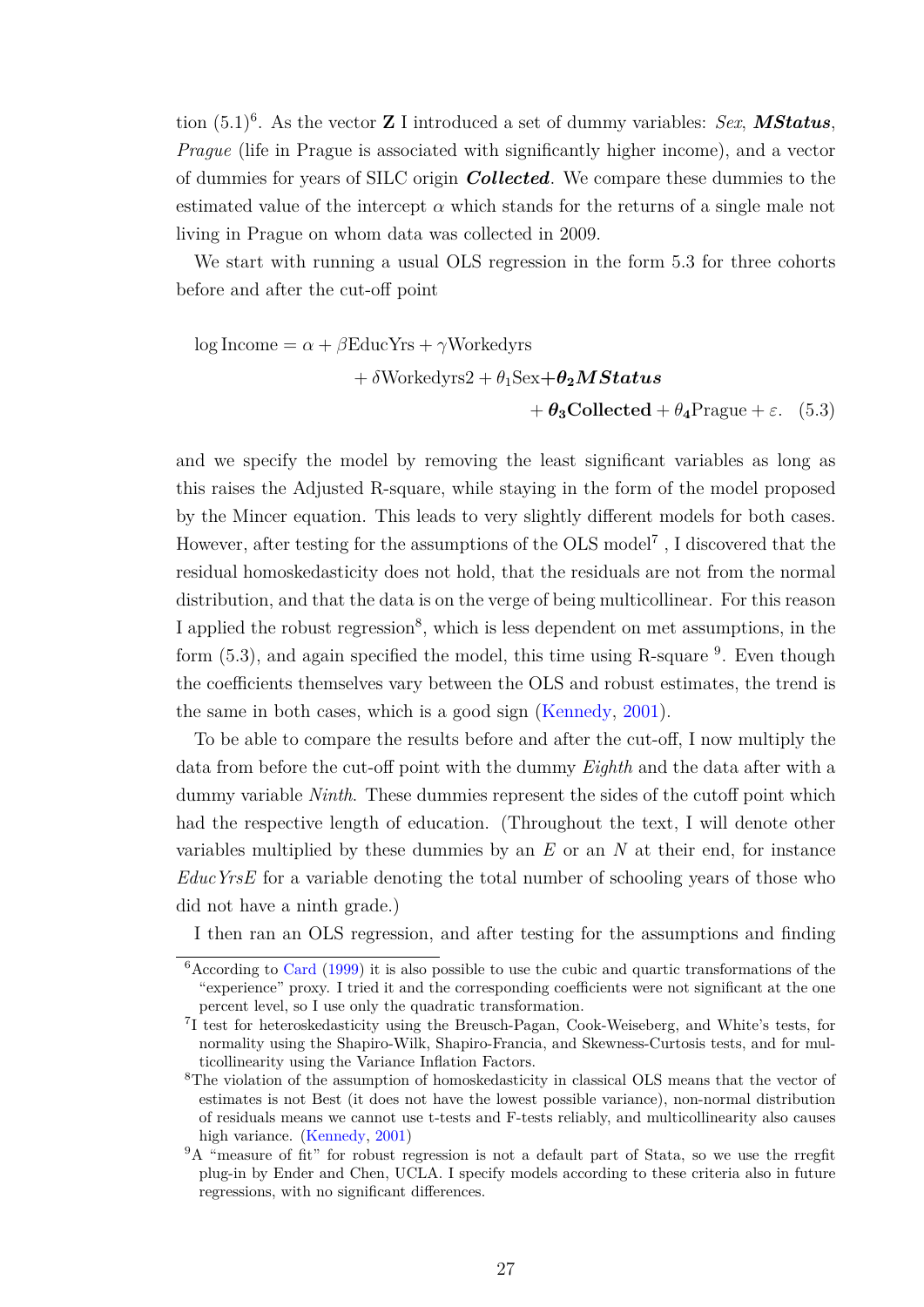tion (5.1)[6]. As the vector **Z** I introduced a set of dummy variables: *Sex*, ***MStatus***, *Prague* (life in Prague is associated with significantly higher income), and a vector of dummies for years of SILC origin ***Collected***. We compare these dummies to the estimated value of the intercept $\alpha$ which stands for the returns of a single male not living in Prague on whom data was collected in 2009.

We start with running a usual OLS regression in the form 5.3 for three cohorts before and after the cut-off point

$$\log \text{Income} = \alpha + \beta \text{EducYrs} + \gamma \text{Workedyrs} + \delta \text{Workedyrs2} + \theta_1 \text{Sex} + \boldsymbol{\theta_2 MStatus} + \boldsymbol{\theta_3} \textbf{Collected} + \theta_4 \text{Prague} + \varepsilon. \quad (5.3)$$

and we specify the model by removing the least significant variables as long as this raises the Adjusted R-square, while staying in the form of the model proposed by the Mincer equation. This leads to very slightly different models for both cases. However, after testing for the assumptions of the OLS model[7] , I discovered that the residual homoskedasticity does not hold, that the residuals are not from the normal distribution, and that the data is on the verge of being multicollinear. For this reason I applied the robust regression[8], which is less dependent on met assumptions, in the form (5.3), and again specified the model, this time using R-square [9]. Even though the coefficients themselves vary between the OLS and robust estimates, the trend is the same in both cases, which is a good sign (Kennedy, 2001).

To be able to compare the results before and after the cut-off, I now multiply the data from before the cut-off point with the dummy *Eighth* and the data after with a dummy variable *Ninth*. These dummies represent the sides of the cutoff point which had the respective length of education. (Throughout the text, I will denote other variables multiplied by these dummies by an *E* or an *N* at their end, for instance *EducYrsE* for a variable denoting the total number of schooling years of those who did not have a ninth grade.)

I then ran an OLS regression, and after testing for the assumptions and finding

---

[6] According to Card (1999) it is also possible to use the cubic and quartic transformations of the "experience" proxy. I tried it and the corresponding coefficients were not significant at the one percent level, so I use only the quadratic transformation.

[7] I test for heteroskedasticity using the Breusch-Pagan, Cook-Weiseberg, and White's tests, for normality using the Shapiro-Wilk, Shapiro-Francia, and Skewness-Curtosis tests, and for multicollinearity using the Variance Inflation Factors.

[8] The violation of the assumption of homoskedasticity in classical OLS means that the vector of estimates is not Best (it does not have the lowest possible variance), non-normal distribution of residuals means we cannot use t-tests and F-tests reliably, and multicollinearity also causes high variance. (Kennedy, 2001)

[9] A "measure of fit" for robust regression is not a default part of Stata, so we use the rregfit plug-in by Ender and Chen, UCLA. I specify models according to these criteria also in future regressions, with no significant differences.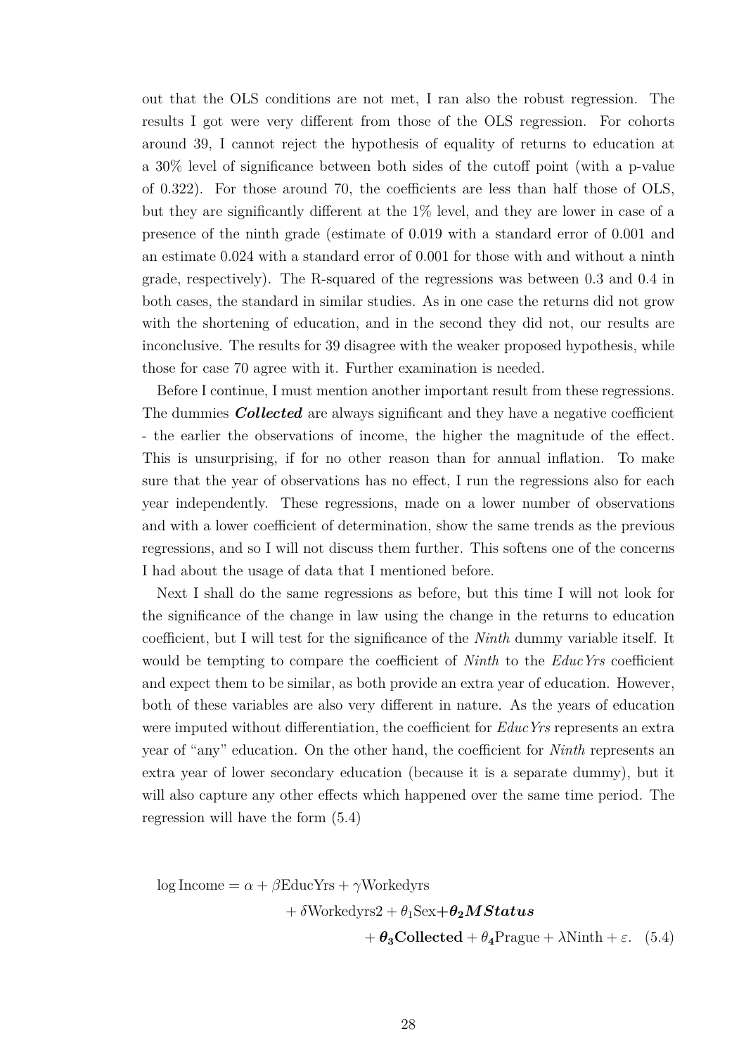out that the OLS conditions are not met, I ran also the robust regression. The results I got were very different from those of the OLS regression. For cohorts around 39, I cannot reject the hypothesis of equality of returns to education at a 30% level of significance between both sides of the cutoff point (with a p-value of 0.322). For those around 70, the coefficients are less than half those of OLS, but they are significantly different at the 1% level, and they are lower in case of a presence of the ninth grade (estimate of 0.019 with a standard error of 0.001 and an estimate 0.024 with a standard error of 0.001 for those with and without a ninth grade, respectively). The R-squared of the regressions was between 0.3 and 0.4 in both cases, the standard in similar studies. As in one case the returns did not grow with the shortening of education, and in the second they did not, our results are inconclusive. The results for 39 disagree with the weaker proposed hypothesis, while those for case 70 agree with it. Further examination is needed.

Before I continue, I must mention another important result from these regressions. The dummies ***Collected*** are always significant and they have a negative coefficient - the earlier the observations of income, the higher the magnitude of the effect. This is unsurprising, if for no other reason than for annual inflation. To make sure that the year of observations has no effect, I run the regressions also for each year independently. These regressions, made on a lower number of observations and with a lower coefficient of determination, show the same trends as the previous regressions, and so I will not discuss them further. This softens one of the concerns I had about the usage of data that I mentioned before.

Next I shall do the same regressions as before, but this time I will not look for the significance of the change in law using the change in the returns to education coefficient, but I will test for the significance of the *Ninth* dummy variable itself. It would be tempting to compare the coefficient of *Ninth* to the *EducYrs* coefficient and expect them to be similar, as both provide an extra year of education. However, both of these variables are also very different in nature. As the years of education were imputed without differentiation, the coefficient for *EducYrs* represents an extra year of "any" education. On the other hand, the coefficient for *Ninth* represents an extra year of lower secondary education (because it is a separate dummy), but it will also capture any other effects which happened over the same time period. The regression will have the form (5.4)

$$\log \text{Income} = \alpha + \beta\text{EducYrs} + \gamma\text{Workedyrs} + \delta\text{Workedyrs2} + \theta_1\text{Sex} + \boldsymbol{\theta_2 MStatus} + \boldsymbol{\theta_3 \text{Collected}} + \theta_4\text{Prague} + \lambda\text{Ninth} + \varepsilon. \quad (5.4)$$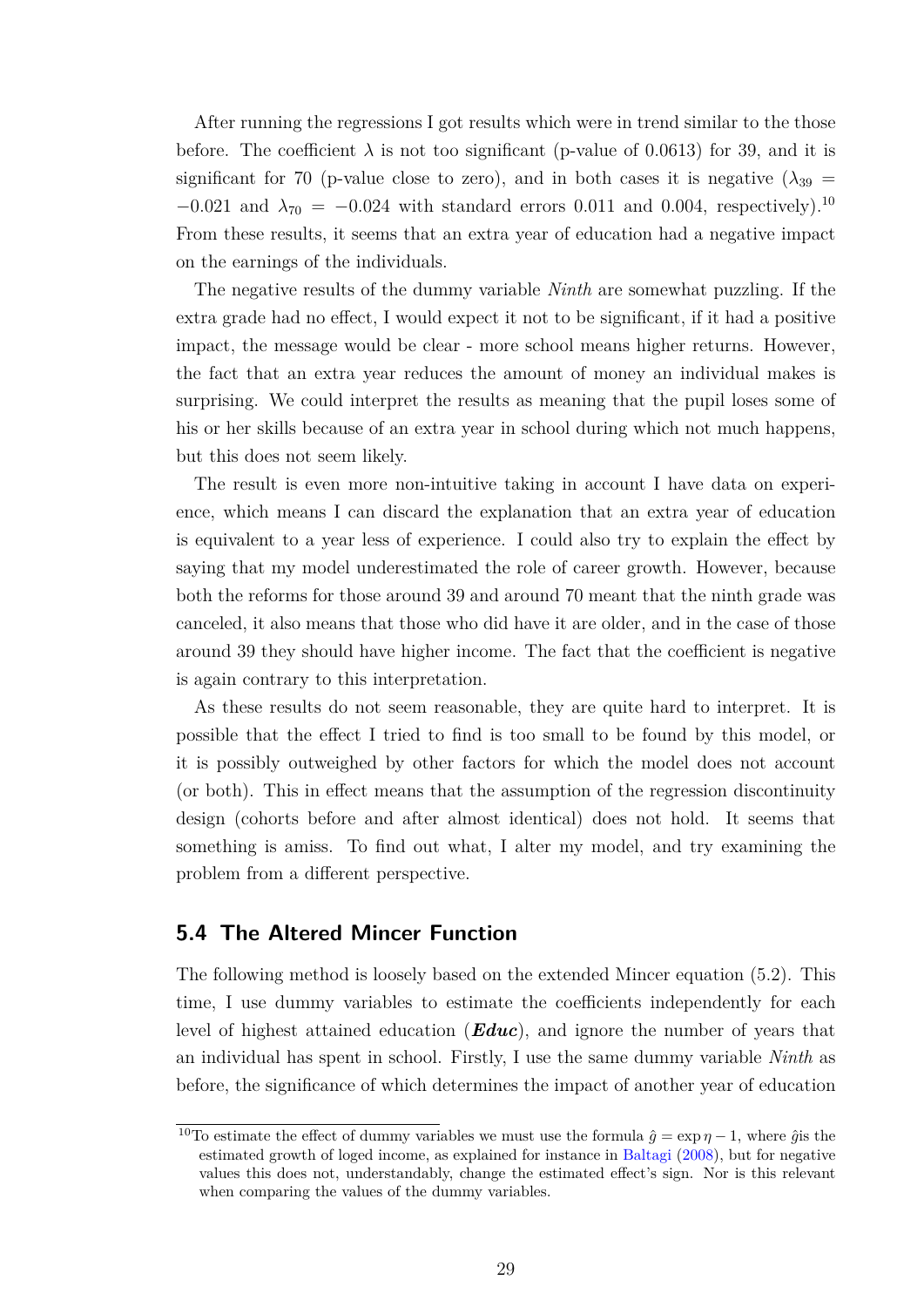After running the regressions I got results which were in trend similar to the those before. The coefficient $\lambda$ is not too significant (p-value of 0.0613) for 39, and it is significant for 70 (p-value close to zero), and in both cases it is negative ($\lambda_{39} = -0.021$ and $\lambda_{70} = -0.024$ with standard errors 0.011 and 0.004, respectively).[10] From these results, it seems that an extra year of education had a negative impact on the earnings of the individuals.

The negative results of the dummy variable *Ninth* are somewhat puzzling. If the extra grade had no effect, I would expect it not to be significant, if it had a positive impact, the message would be clear - more school means higher returns. However, the fact that an extra year reduces the amount of money an individual makes is surprising. We could interpret the results as meaning that the pupil loses some of his or her skills because of an extra year in school during which not much happens, but this does not seem likely.

The result is even more non-intuitive taking in account I have data on experience, which means I can discard the explanation that an extra year of education is equivalent to a year less of experience. I could also try to explain the effect by saying that my model underestimated the role of career growth. However, because both the reforms for those around 39 and around 70 meant that the ninth grade was canceled, it also means that those who did have it are older, and in the case of those around 39 they should have higher income. The fact that the coefficient is negative is again contrary to this interpretation.

As these results do not seem reasonable, they are quite hard to interpret. It is possible that the effect I tried to find is too small to be found by this model, or it is possibly outweighed by other factors for which the model does not account (or both). This in effect means that the assumption of the regression discontinuity design (cohorts before and after almost identical) does not hold. It seems that something is amiss. To find out what, I alter my model, and try examining the problem from a different perspective.

## 5.4 The Altered Mincer Function

The following method is loosely based on the extended Mincer equation (5.2). This time, I use dummy variables to estimate the coefficients independently for each level of highest attained education (***Educ***), and ignore the number of years that an individual has spent in school. Firstly, I use the same dummy variable *Ninth* as before, the significance of which determines the impact of another year of education

---

[10] To estimate the effect of dummy variables we must use the formula $\hat{g} = \exp \eta - 1$, where $\hat{g}$is the estimated growth of loged income, as explained for instance in Baltagi (2008), but for negative values this does not, understandably, change the estimated effect's sign. Nor is this relevant when comparing the values of the dummy variables.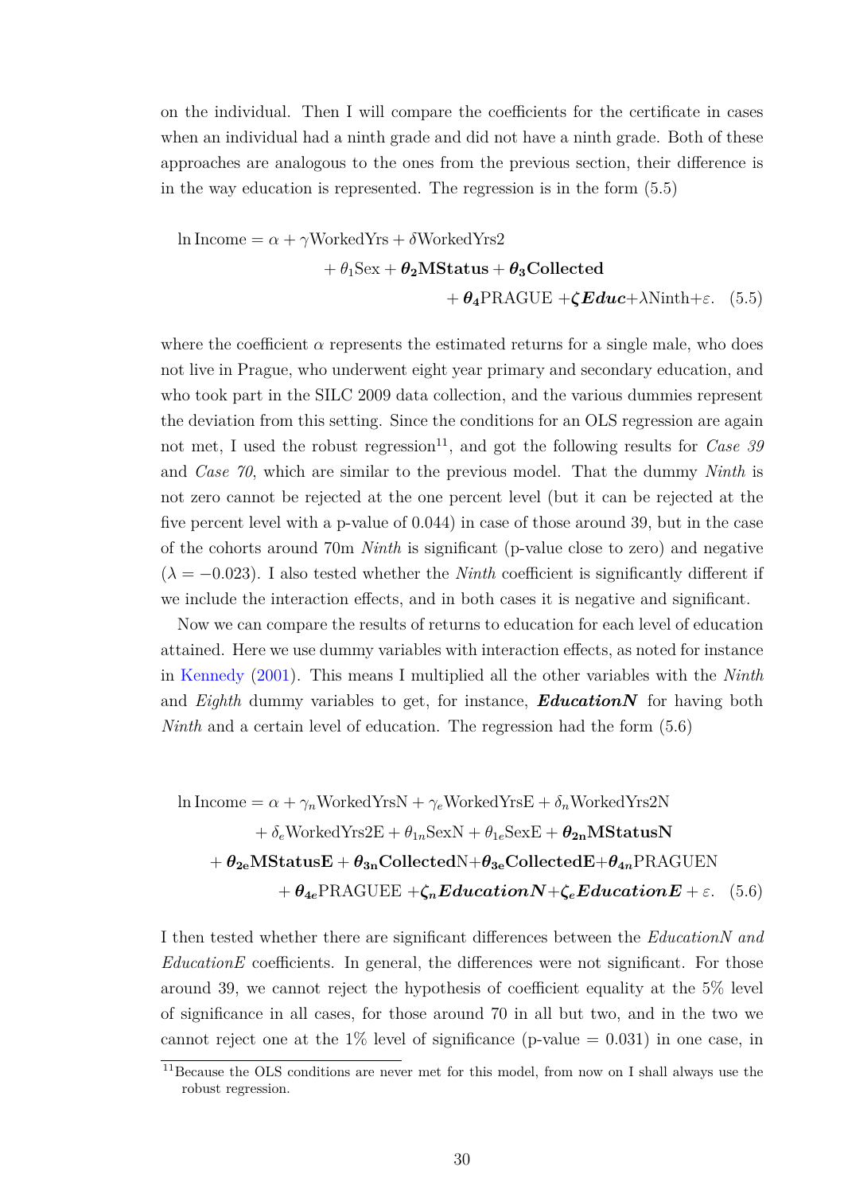on the individual. Then I will compare the coefficients for the certificate in cases when an individual had a ninth grade and did not have a ninth grade. Both of these approaches are analogous to the ones from the previous section, their difference is in the way education is represented. The regression is in the form (5.5)

$$\begin{aligned}
\ln \text{Income} = \alpha + \gamma \text{WorkedYrs} + \delta \text{WorkedYrs2} \\
+ \theta_1 \text{Sex} + \boldsymbol{\theta_2 \text{MStatus}} + \boldsymbol{\theta_3 \text{Collected}} \\
+ \boldsymbol{\theta_4} \text{PRAGUE} + \boldsymbol{\zeta \textit{Educ}} + \lambda \text{Ninth} + \varepsilon. \quad (5.5)
\end{aligned}$$

where the coefficient $\alpha$ represents the estimated returns for a single male, who does not live in Prague, who underwent eight year primary and secondary education, and who took part in the SILC 2009 data collection, and the various dummies represent the deviation from this setting. Since the conditions for an OLS regression are again not met, I used the robust regression[11], and got the following results for *Case 39* and *Case 70*, which are similar to the previous model. That the dummy *Ninth* is not zero cannot be rejected at the one percent level (but it can be rejected at the five percent level with a p-value of 0.044) in case of those around 39, but in the case of the cohorts around 70m *Ninth* is significant (p-value close to zero) and negative ($\lambda = -0.023$). I also tested whether the *Ninth* coefficient is significantly different if we include the interaction effects, and in both cases it is negative and significant.

Now we can compare the results of returns to education for each level of education attained. Here we use dummy variables with interaction effects, as noted for instance in Kennedy (2001). This means I multiplied all the other variables with the *Ninth* and *Eighth* dummy variables to get, for instance, ***EducationN*** for having both *Ninth* and a certain level of education. The regression had the form (5.6)

$$\begin{aligned}
\ln \text{Income} = \alpha + \gamma_n \text{WorkedYrsN} + \gamma_e \text{WorkedYrsE} + \delta_n \text{WorkedYrs2N} \\
+ \delta_e \text{WorkedYrs2E} + \theta_{1n} \text{SexN} + \theta_{1e} \text{SexE} + \boldsymbol{\theta_{2n} \text{MStatusN}} \\
+ \boldsymbol{\theta_{2e} \text{MStatusE}} + \boldsymbol{\theta_{3n} \text{Collected}}\text{N} + \boldsymbol{\theta_{3e} \text{CollectedE}} + \boldsymbol{\theta_{4n}} \text{PRAGUEN} \\
+ \boldsymbol{\theta_{4e}} \text{PRAGUEE} + \boldsymbol{\zeta_n \textit{EducationN}} + \boldsymbol{\zeta_e \textit{EducationE}} + \varepsilon. \quad (5.6)
\end{aligned}$$

I then tested whether there are significant differences between the *EducationN and EducationE* coefficients. In general, the differences were not significant. For those around 39, we cannot reject the hypothesis of coefficient equality at the 5% level of significance in all cases, for those around 70 in all but two, and in the two we cannot reject one at the 1% level of significance (p-value = 0.031) in one case, in

[11] Because the OLS conditions are never met for this model, from now on I shall always use the robust regression.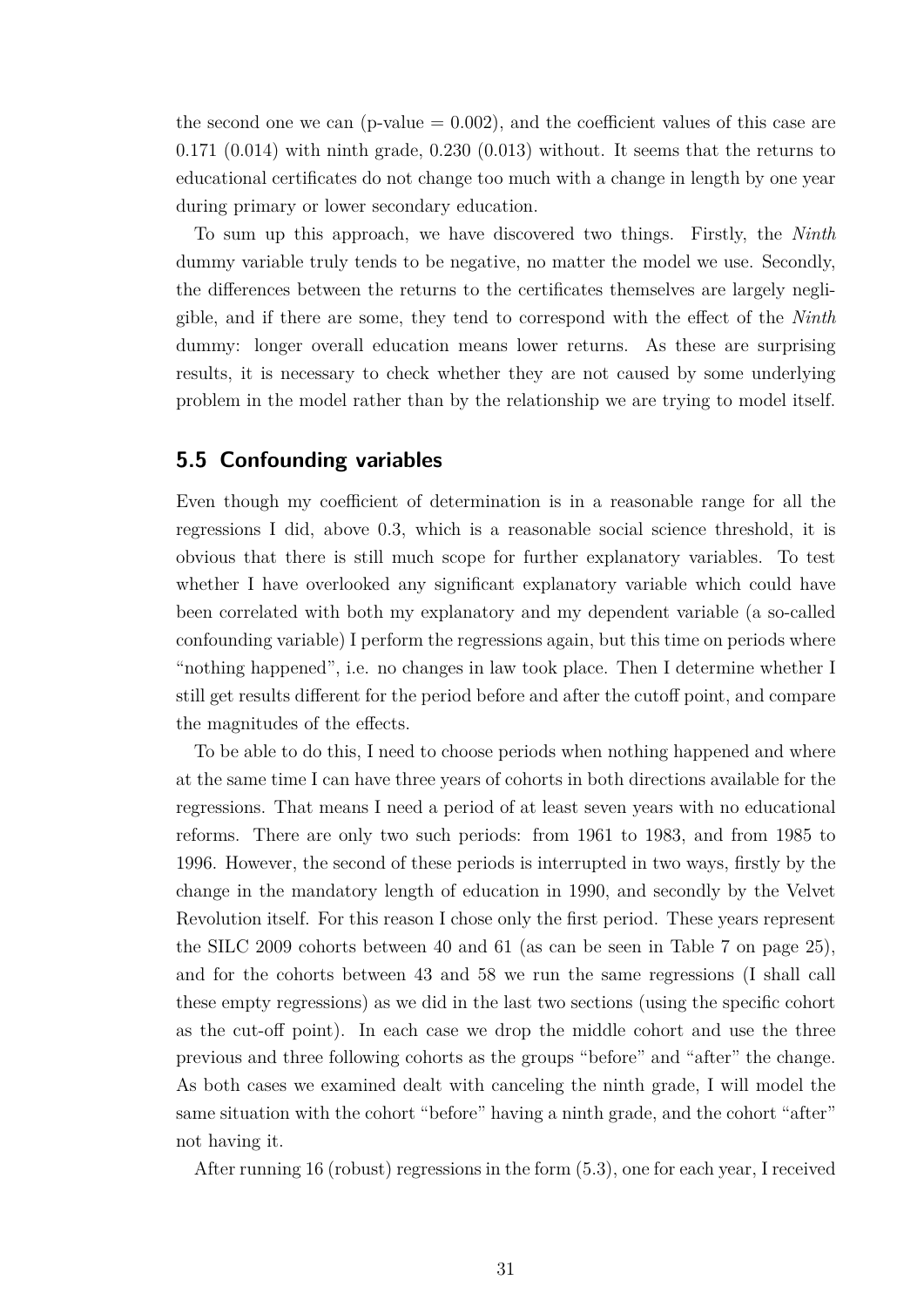the second one we can (p-value = 0.002), and the coefficient values of this case are 0.171 (0.014) with ninth grade, 0.230 (0.013) without. It seems that the returns to educational certificates do not change too much with a change in length by one year during primary or lower secondary education.

To sum up this approach, we have discovered two things. Firstly, the *Ninth* dummy variable truly tends to be negative, no matter the model we use. Secondly, the differences between the returns to the certificates themselves are largely negligible, and if there are some, they tend to correspond with the effect of the *Ninth* dummy: longer overall education means lower returns. As these are surprising results, it is necessary to check whether they are not caused by some underlying problem in the model rather than by the relationship we are trying to model itself.

## 5.5 Confounding variables

Even though my coefficient of determination is in a reasonable range for all the regressions I did, above 0.3, which is a reasonable social science threshold, it is obvious that there is still much scope for further explanatory variables. To test whether I have overlooked any significant explanatory variable which could have been correlated with both my explanatory and my dependent variable (a so-called confounding variable) I perform the regressions again, but this time on periods where "nothing happened", i.e. no changes in law took place. Then I determine whether I still get results different for the period before and after the cutoff point, and compare the magnitudes of the effects.

To be able to do this, I need to choose periods when nothing happened and where at the same time I can have three years of cohorts in both directions available for the regressions. That means I need a period of at least seven years with no educational reforms. There are only two such periods: from 1961 to 1983, and from 1985 to 1996. However, the second of these periods is interrupted in two ways, firstly by the change in the mandatory length of education in 1990, and secondly by the Velvet Revolution itself. For this reason I chose only the first period. These years represent the SILC 2009 cohorts between 40 and 61 (as can be seen in Table 7 on page 25), and for the cohorts between 43 and 58 we run the same regressions (I shall call these empty regressions) as we did in the last two sections (using the specific cohort as the cut-off point). In each case we drop the middle cohort and use the three previous and three following cohorts as the groups "before" and "after" the change. As both cases we examined dealt with canceling the ninth grade, I will model the same situation with the cohort "before" having a ninth grade, and the cohort "after" not having it.

After running 16 (robust) regressions in the form (5.3), one for each year, I received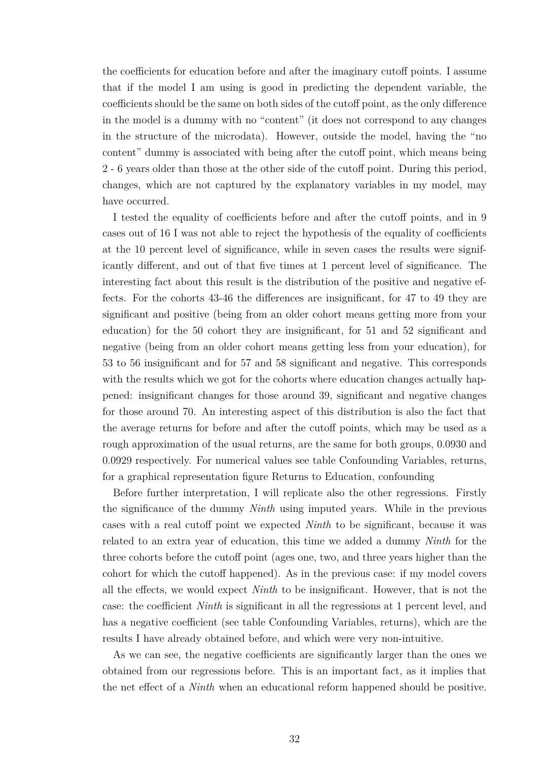the coefficients for education before and after the imaginary cutoff points. I assume that if the model I am using is good in predicting the dependent variable, the coefficients should be the same on both sides of the cutoff point, as the only difference in the model is a dummy with no "content" (it does not correspond to any changes in the structure of the microdata). However, outside the model, having the "no content" dummy is associated with being after the cutoff point, which means being 2 - 6 years older than those at the other side of the cutoff point. During this period, changes, which are not captured by the explanatory variables in my model, may have occurred.

I tested the equality of coefficients before and after the cutoff points, and in 9 cases out of 16 I was not able to reject the hypothesis of the equality of coefficients at the 10 percent level of significance, while in seven cases the results were significantly different, and out of that five times at 1 percent level of significance. The interesting fact about this result is the distribution of the positive and negative effects. For the cohorts 43-46 the differences are insignificant, for 47 to 49 they are significant and positive (being from an older cohort means getting more from your education) for the 50 cohort they are insignificant, for 51 and 52 significant and negative (being from an older cohort means getting less from your education), for 53 to 56 insignificant and for 57 and 58 significant and negative. This corresponds with the results which we got for the cohorts where education changes actually happened: insignificant changes for those around 39, significant and negative changes for those around 70. An interesting aspect of this distribution is also the fact that the average returns for before and after the cutoff points, which may be used as a rough approximation of the usual returns, are the same for both groups, 0.0930 and 0.0929 respectively. For numerical values see table Confounding Variables, returns, for a graphical representation figure Returns to Education, confounding

Before further interpretation, I will replicate also the other regressions. Firstly the significance of the dummy *Ninth* using imputed years. While in the previous cases with a real cutoff point we expected *Ninth* to be significant, because it was related to an extra year of education, this time we added a dummy *Ninth* for the three cohorts before the cutoff point (ages one, two, and three years higher than the cohort for which the cutoff happened). As in the previous case: if my model covers all the effects, we would expect *Ninth* to be insignificant. However, that is not the case: the coefficient *Ninth* is significant in all the regressions at 1 percent level, and has a negative coefficient (see table Confounding Variables, returns), which are the results I have already obtained before, and which were very non-intuitive.

As we can see, the negative coefficients are significantly larger than the ones we obtained from our regressions before. This is an important fact, as it implies that the net effect of a *Ninth* when an educational reform happened should be positive.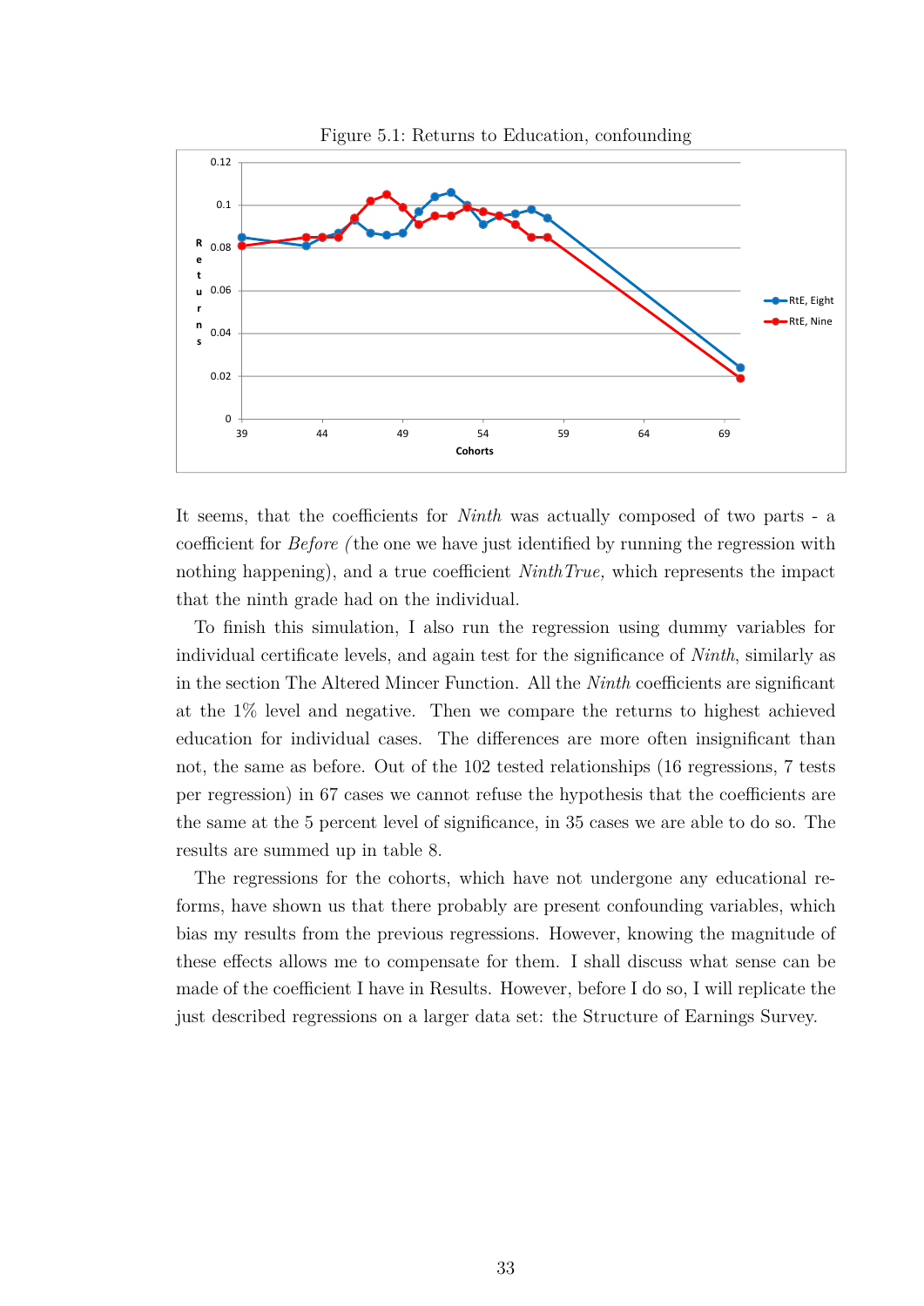Figure 5.1: Returns to Education, confounding

It seems, that the coefficients for *Ninth* was actually composed of two parts - a coefficient for *Before* (the one we have just identified by running the regression with nothing happening), and a true coefficient *NinthTrue,* which represents the impact that the ninth grade had on the individual.

To finish this simulation, I also run the regression using dummy variables for individual certificate levels, and again test for the significance of *Ninth*, similarly as in the section The Altered Mincer Function. All the *Ninth* coefficients are significant at the 1% level and negative. Then we compare the returns to highest achieved education for individual cases. The differences are more often insignificant than not, the same as before. Out of the 102 tested relationships (16 regressions, 7 tests per regression) in 67 cases we cannot refuse the hypothesis that the coefficients are the same at the 5 percent level of significance, in 35 cases we are able to do so. The results are summed up in table 8.

The regressions for the cohorts, which have not undergone any educational reforms, have shown us that there probably are present confounding variables, which bias my results from the previous regressions. However, knowing the magnitude of these effects allows me to compensate for them. I shall discuss what sense can be made of the coefficient I have in Results. However, before I do so, I will replicate the just described regressions on a larger data set: the Structure of Earnings Survey.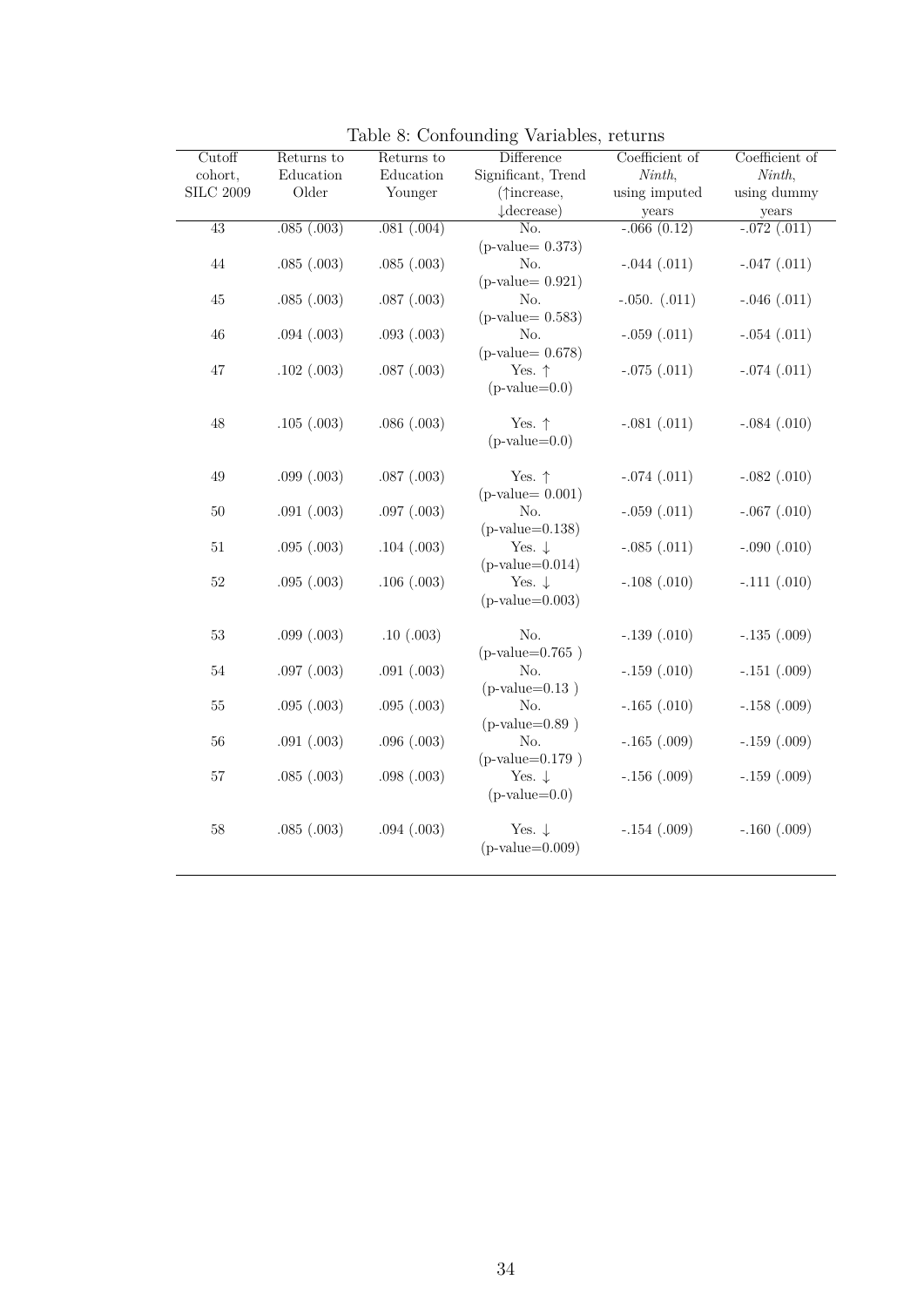Table 8: Confounding Variables, returns

| Cutoff cohort, SILC 2009 | Returns to Education Older | Returns to Education Younger | Difference Significant, Trend (↑increase, ↓decrease) | Coefficient of *Ninth*, using imputed years | Coefficient of *Ninth*, using dummy years |
|---|---|---|---|---|---|
| 43 | .085 (.003) | .081 (.004) | No. (p-value= 0.373) | -.066 (0.12) | -.072 (.011) |
| 44 | .085 (.003) | .085 (.003) | No. (p-value= 0.921) | -.044 (.011) | -.047 (.011) |
| 45 | .085 (.003) | .087 (.003) | No. (p-value= 0.583) | -.050. (.011) | -.046 (.011) |
| 46 | .094 (.003) | .093 (.003) | No. (p-value= 0.678) | -.059 (.011) | -.054 (.011) |
| 47 | .102 (.003) | .087 (.003) | Yes. ↑ (p-value=0.0) | -.075 (.011) | -.074 (.011) |
| 48 | .105 (.003) | .086 (.003) | Yes. ↑ (p-value=0.0) | -.081 (.011) | -.084 (.010) |
| 49 | .099 (.003) | .087 (.003) | Yes. ↑ (p-value= 0.001) | -.074 (.011) | -.082 (.010) |
| 50 | .091 (.003) | .097 (.003) | No. (p-value=0.138) | -.059 (.011) | -.067 (.010) |
| 51 | .095 (.003) | .104 (.003) | Yes. ↓ (p-value=0.014) | -.085 (.011) | -.090 (.010) |
| 52 | .095 (.003) | .106 (.003) | Yes. ↓ (p-value=0.003) | -.108 (.010) | -.111 (.010) |
| 53 | .099 (.003) | .10 (.003) | No. (p-value=0.765 ) | -.139 (.010) | -.135 (.009) |
| 54 | .097 (.003) | .091 (.003) | No. (p-value=0.13 ) | -.159 (.010) | -.151 (.009) |
| 55 | .095 (.003) | .095 (.003) | No. (p-value=0.89 ) | -.165 (.010) | -.158 (.009) |
| 56 | .091 (.003) | .096 (.003) | No. (p-value=0.179 ) | -.165 (.009) | -.159 (.009) |
| 57 | .085 (.003) | .098 (.003) | Yes. ↓ (p-value=0.0) | -.156 (.009) | -.159 (.009) |
| 58 | .085 (.003) | .094 (.003) | Yes. ↓ (p-value=0.009) | -.154 (.009) | -.160 (.009) |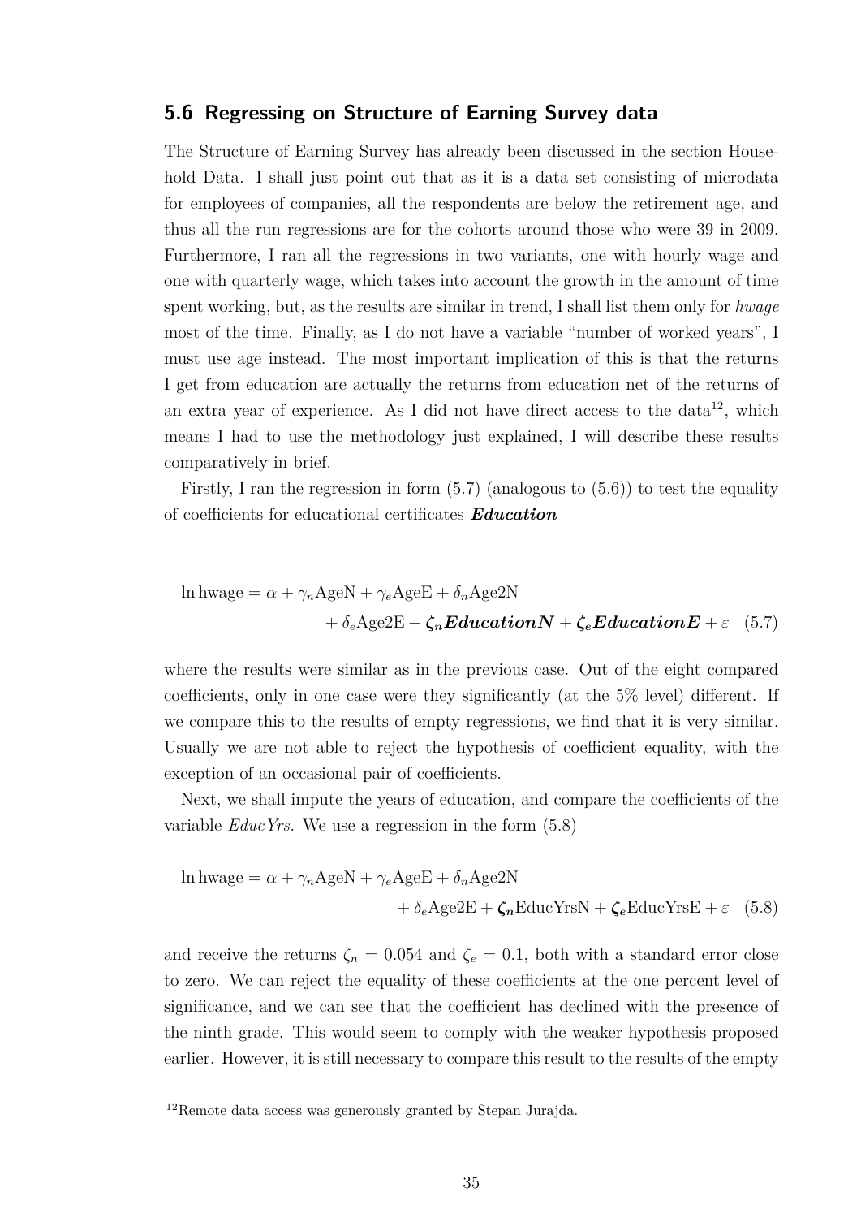## 5.6 Regressing on Structure of Earning Survey data

The Structure of Earning Survey has already been discussed in the section Household Data. I shall just point out that as it is a data set consisting of microdata for employees of companies, all the respondents are below the retirement age, and thus all the run regressions are for the cohorts around those who were 39 in 2009. Furthermore, I ran all the regressions in two variants, one with hourly wage and one with quarterly wage, which takes into account the growth in the amount of time spent working, but, as the results are similar in trend, I shall list them only for *hwage* most of the time. Finally, as I do not have a variable "number of worked years", I must use age instead. The most important implication of this is that the returns I get from education are actually the returns from education net of the returns of an extra year of experience. As I did not have direct access to the data[12], which means I had to use the methodology just explained, I will describe these results comparatively in brief.

Firstly, I ran the regression in form (5.7) (analogous to (5.6)) to test the equality of coefficients for educational certificates ***Education***

$$\ln \text{hwage} = \alpha + \gamma_n \text{AgeN} + \gamma_e \text{AgeE} + \delta_n \text{Age2N} + \delta_e \text{Age2E} + \boldsymbol{\zeta_n} \boldsymbol{EducationN} + \boldsymbol{\zeta_e} \boldsymbol{EducationE} + \varepsilon \quad (5.7)$$

where the results were similar as in the previous case. Out of the eight compared coefficients, only in one case were they significantly (at the 5% level) different. If we compare this to the results of empty regressions, we find that it is very similar. Usually we are not able to reject the hypothesis of coefficient equality, with the exception of an occasional pair of coefficients.

Next, we shall impute the years of education, and compare the coefficients of the variable *EducYrs*. We use a regression in the form (5.8)

$$\ln \text{hwage} = \alpha + \gamma_n \text{AgeN} + \gamma_e \text{AgeE} + \delta_n \text{Age2N} + \delta_e \text{Age2E} + \boldsymbol{\zeta_n} \text{EducYrsN} + \boldsymbol{\zeta_e} \text{EducYrsE} + \varepsilon \quad (5.8)$$

and receive the returns $\zeta_n = 0.054$ and $\zeta_e = 0.1$, both with a standard error close to zero. We can reject the equality of these coefficients at the one percent level of significance, and we can see that the coefficient has declined with the presence of the ninth grade. This would seem to comply with the weaker hypothesis proposed earlier. However, it is still necessary to compare this result to the results of the empty

[12] Remote data access was generously granted by Stepan Jurajda.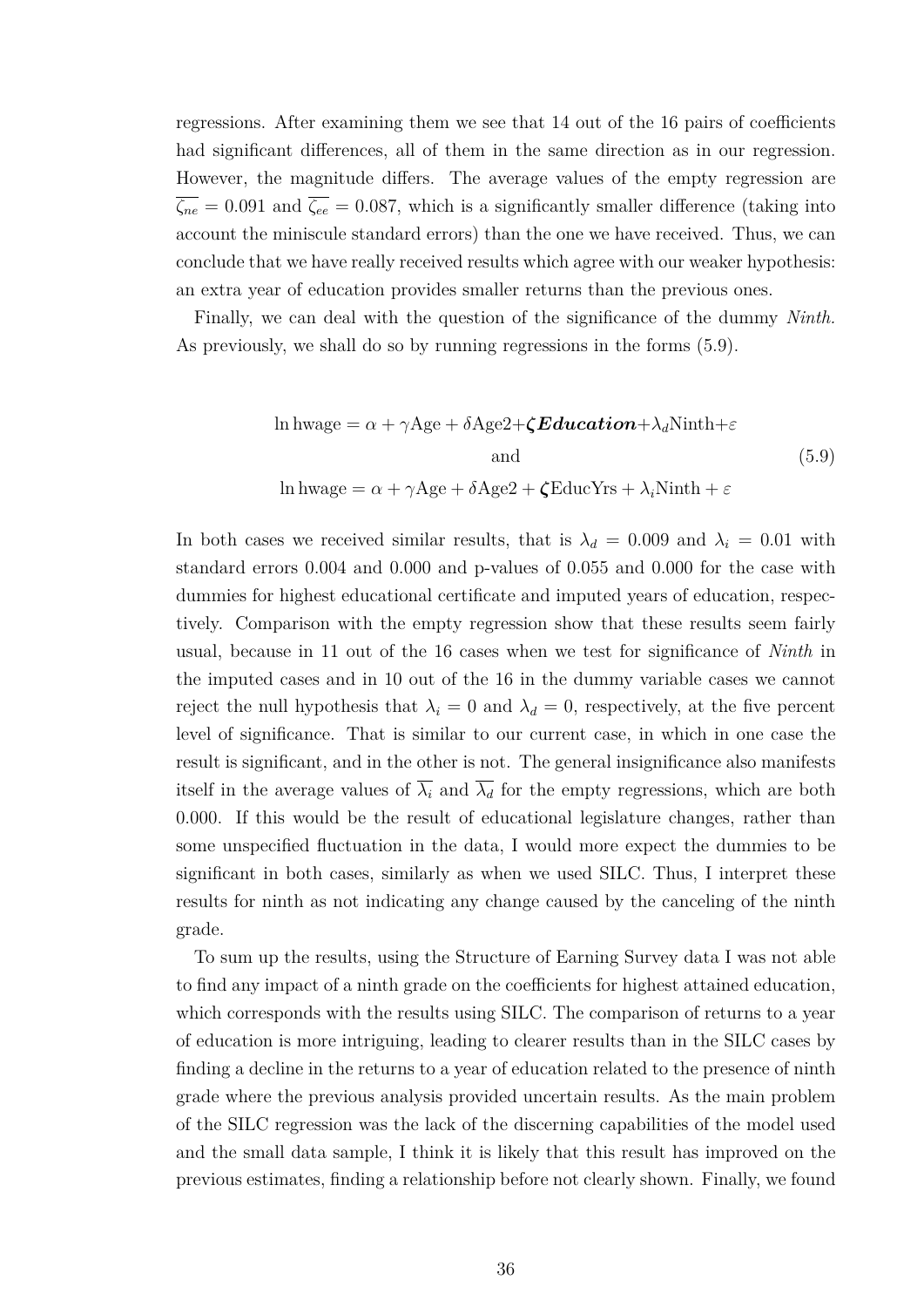regressions. After examining them we see that 14 out of the 16 pairs of coefficients had significant differences, all of them in the same direction as in our regression. However, the magnitude differs. The average values of the empty regression are $\overline{\zeta_{ne}} = 0.091$ and $\overline{\zeta_{ee}} = 0.087$, which is a significantly smaller difference (taking into account the miniscule standard errors) than the one we have received. Thus, we can conclude that we have really received results which agree with our weaker hypothesis: an extra year of education provides smaller returns than the previous ones.

Finally, we can deal with the question of the significance of the dummy *Ninth*. As previously, we shall do so by running regressions in the forms (5.9).

$$
\begin{gathered}
\ln \text{hwage} = \alpha + \gamma \text{Age} + \delta \text{Age2} + \boldsymbol{\zeta} \boldsymbol{Education} + \lambda_d \text{Ninth} + \varepsilon \\
\text{and} \\
\ln \text{hwage} = \alpha + \gamma \text{Age} + \delta \text{Age2} + \boldsymbol{\zeta} \text{EducYrs} + \lambda_i \text{Ninth} + \varepsilon
\end{gathered}
\tag{5.9}
$$

In both cases we received similar results, that is $\lambda_d = 0.009$ and $\lambda_i = 0.01$ with standard errors 0.004 and 0.000 and p-values of 0.055 and 0.000 for the case with dummies for highest educational certificate and imputed years of education, respectively. Comparison with the empty regression show that these results seem fairly usual, because in 11 out of the 16 cases when we test for significance of *Ninth* in the imputed cases and in 10 out of the 16 in the dummy variable cases we cannot reject the null hypothesis that $\lambda_i = 0$ and $\lambda_d = 0$, respectively, at the five percent level of significance. That is similar to our current case, in which in one case the result is significant, and in the other is not. The general insignificance also manifests itself in the average values of $\overline{\lambda_i}$ and $\overline{\lambda_d}$ for the empty regressions, which are both 0.000. If this would be the result of educational legislature changes, rather than some unspecified fluctuation in the data, I would more expect the dummies to be significant in both cases, similarly as when we used SILC. Thus, I interpret these results for ninth as not indicating any change caused by the canceling of the ninth grade.

To sum up the results, using the Structure of Earning Survey data I was not able to find any impact of a ninth grade on the coefficients for highest attained education, which corresponds with the results using SILC. The comparison of returns to a year of education is more intriguing, leading to clearer results than in the SILC cases by finding a decline in the returns to a year of education related to the presence of ninth grade where the previous analysis provided uncertain results. As the main problem of the SILC regression was the lack of the discerning capabilities of the model used and the small data sample, I think it is likely that this result has improved on the previous estimates, finding a relationship before not clearly shown. Finally, we found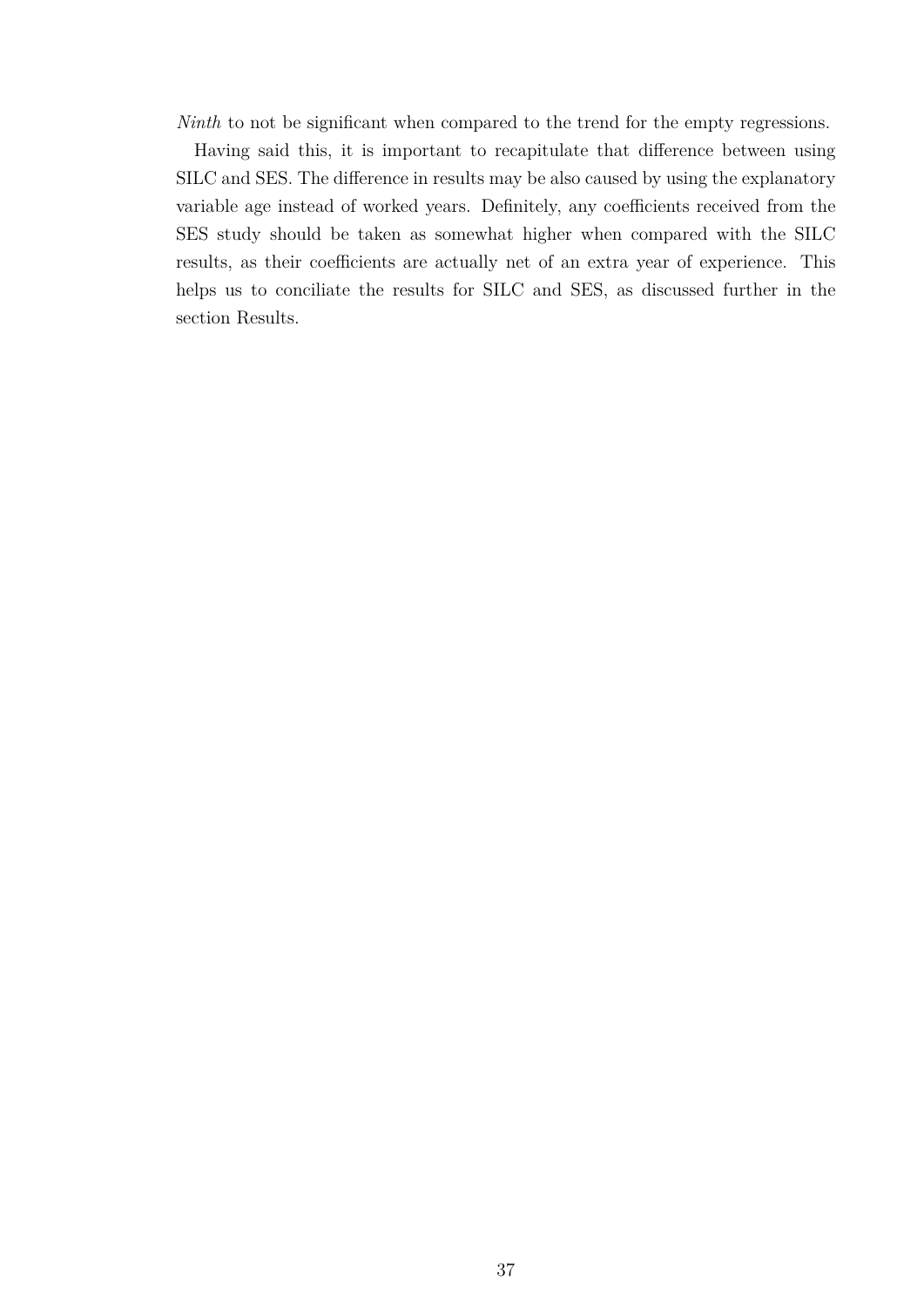*Ninth* to not be significant when compared to the trend for the empty regressions.

Having said this, it is important to recapitulate that difference between using SILC and SES. The difference in results may be also caused by using the explanatory variable age instead of worked years. Definitely, any coefficients received from the SES study should be taken as somewhat higher when compared with the SILC results, as their coefficients are actually net of an extra year of experience. This helps us to conciliate the results for SILC and SES, as discussed further in the section Results.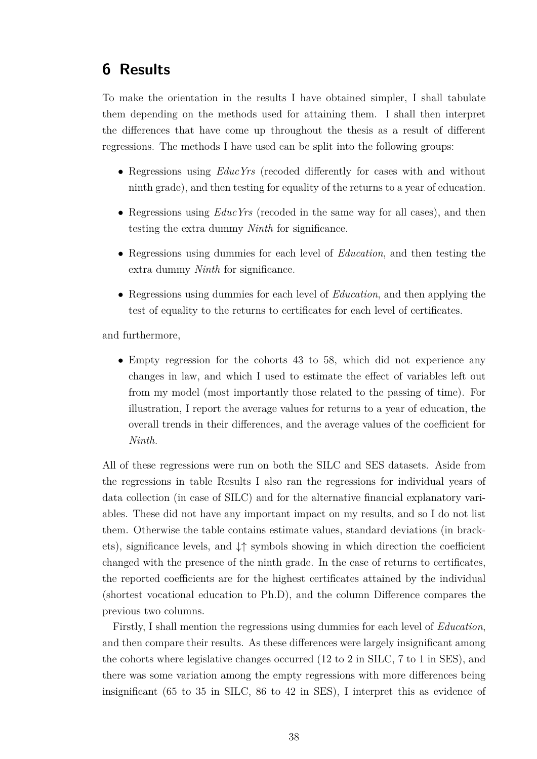# 6 Results

To make the orientation in the results I have obtained simpler, I shall tabulate them depending on the methods used for attaining them. I shall then interpret the differences that have come up throughout the thesis as a result of different regressions. The methods I have used can be split into the following groups:

- Regressions using *EducYrs* (recoded differently for cases with and without ninth grade), and then testing for equality of the returns to a year of education.
- Regressions using *EducYrs* (recoded in the same way for all cases), and then testing the extra dummy *Ninth* for significance.
- Regressions using dummies for each level of *Education*, and then testing the extra dummy *Ninth* for significance.
- Regressions using dummies for each level of *Education*, and then applying the test of equality to the returns to certificates for each level of certificates.

and furthermore,

- Empty regression for the cohorts 43 to 58, which did not experience any changes in law, and which I used to estimate the effect of variables left out from my model (most importantly those related to the passing of time). For illustration, I report the average values for returns to a year of education, the overall trends in their differences, and the average values of the coefficient for *Ninth*.

All of these regressions were run on both the SILC and SES datasets. Aside from the regressions in table Results I also ran the regressions for individual years of data collection (in case of SILC) and for the alternative financial explanatory variables. These did not have any important impact on my results, and so I do not list them. Otherwise the table contains estimate values, standard deviations (in brackets), significance levels, and ↓↑ symbols showing in which direction the coefficient changed with the presence of the ninth grade. In the case of returns to certificates, the reported coefficients are for the highest certificates attained by the individual (shortest vocational education to Ph.D), and the column Difference compares the previous two columns.

Firstly, I shall mention the regressions using dummies for each level of *Education*, and then compare their results. As these differences were largely insignificant among the cohorts where legislative changes occurred (12 to 2 in SILC, 7 to 1 in SES), and there was some variation among the empty regressions with more differences being insignificant (65 to 35 in SILC, 86 to 42 in SES), I interpret this as evidence of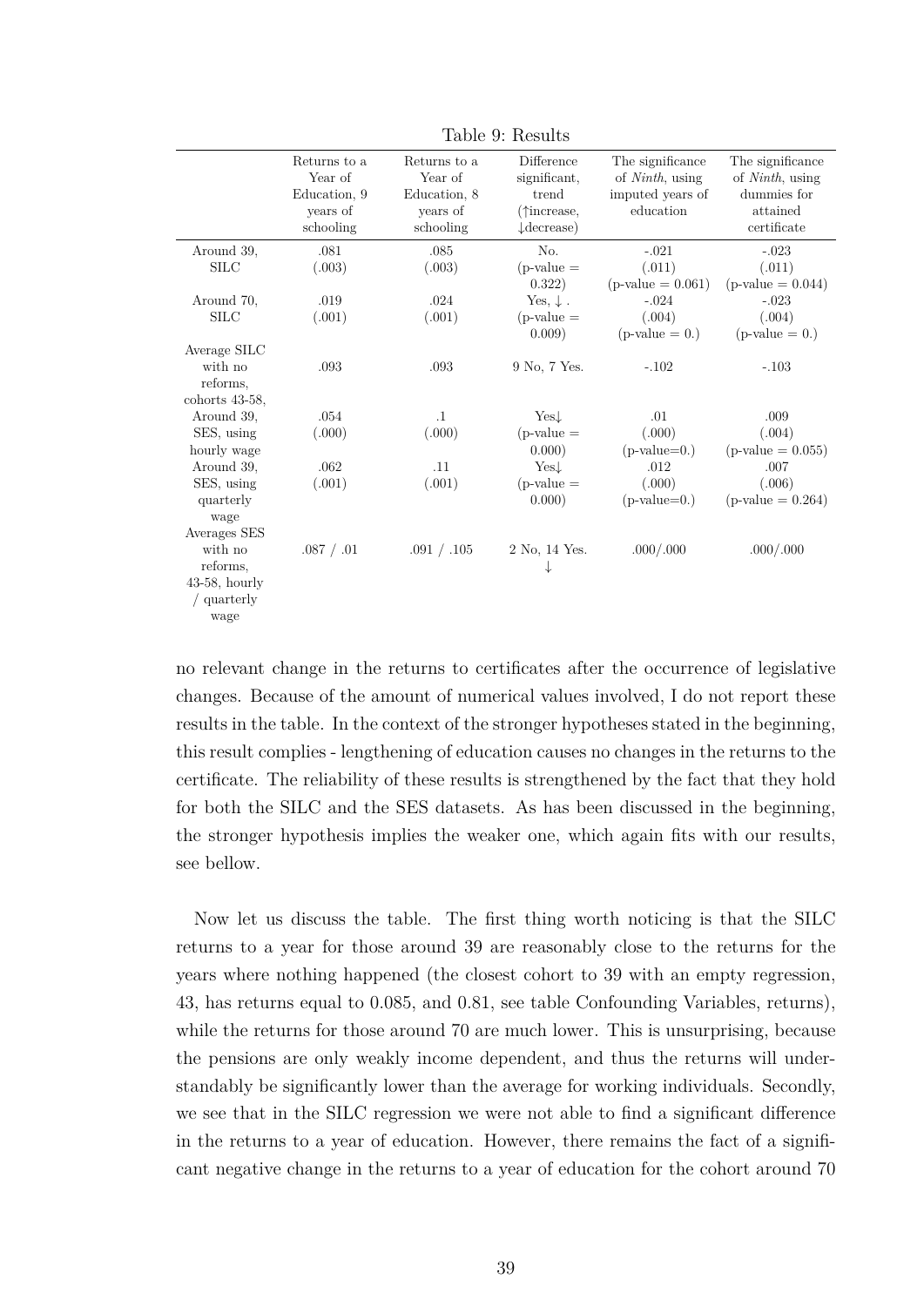Table 9: Results

| | Returns to a Year of Education, 9 years of schooling | Returns to a Year of Education, 8 years of schooling | Difference significant, trend (↑increase, ↓decrease) | The significance of *Ninth*, using imputed years of education | The significance of *Ninth*, using dummies for attained certificate |
|---|---|---|---|---|---|
| Around 39, SILC | .081 (.003) | .085 (.003) | No. (p-value = 0.322) | -.021 (.011) (p-value = 0.061) | -.023 (.011) (p-value = 0.044) |
| Around 70, SILC | .019 (.001) | .024 (.001) | Yes, ↓. (p-value = 0.009) | -.024 (.004) (p-value = 0.) | -.023 (.004) (p-value = 0.) |
| Average SILC with no reforms, cohorts 43-58, | .093 | .093 | 9 No, 7 Yes. | -.102 | -.103 |
| Around 39, SES, using hourly wage | .054 (.000) | .1 (.000) | Yes↓ (p-value = 0.000) | .01 (.000) (p-value=0.) | .009 (.004) (p-value = 0.055) |
| Around 39, SES, using quarterly wage | .062 (.001) | .11 (.001) | Yes↓ (p-value = 0.000) | .012 (.000) (p-value=0.) | .007 (.006) (p-value = 0.264) |
| Averages SES with no reforms, 43-58, hourly / quarterly wage | .087 / .01 | .091 / .105 | 2 No, 14 Yes. ↓ | .000/.000 | .000/.000 |

no relevant change in the returns to certificates after the occurrence of legislative changes. Because of the amount of numerical values involved, I do not report these results in the table. In the context of the stronger hypotheses stated in the beginning, this result complies - lengthening of education causes no changes in the returns to the certificate. The reliability of these results is strengthened by the fact that they hold for both the SILC and the SES datasets. As has been discussed in the beginning, the stronger hypothesis implies the weaker one, which again fits with our results, see bellow.

Now let us discuss the table. The first thing worth noticing is that the SILC returns to a year for those around 39 are reasonably close to the returns for the years where nothing happened (the closest cohort to 39 with an empty regression, 43, has returns equal to 0.085, and 0.81, see table Confounding Variables, returns), while the returns for those around 70 are much lower. This is unsurprising, because the pensions are only weakly income dependent, and thus the returns will understandably be significantly lower than the average for working individuals. Secondly, we see that in the SILC regression we were not able to find a significant difference in the returns to a year of education. However, there remains the fact of a significant negative change in the returns to a year of education for the cohort around 70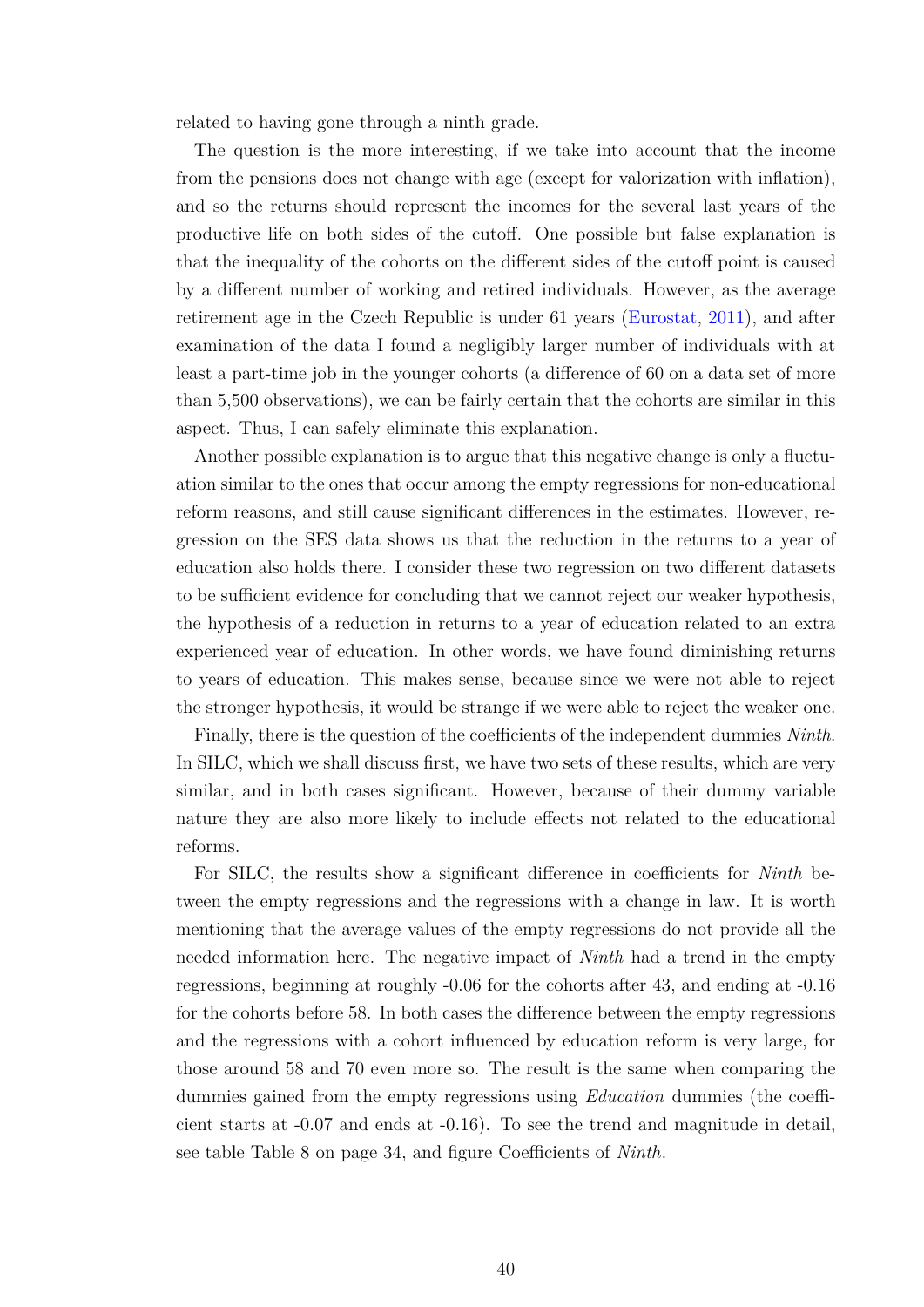related to having gone through a ninth grade.

The question is the more interesting, if we take into account that the income from the pensions does not change with age (except for valorization with inflation), and so the returns should represent the incomes for the several last years of the productive life on both sides of the cutoff. One possible but false explanation is that the inequality of the cohorts on the different sides of the cutoff point is caused by a different number of working and retired individuals. However, as the average retirement age in the Czech Republic is under 61 years (Eurostat, 2011), and after examination of the data I found a negligibly larger number of individuals with at least a part-time job in the younger cohorts (a difference of 60 on a data set of more than 5,500 observations), we can be fairly certain that the cohorts are similar in this aspect. Thus, I can safely eliminate this explanation.

Another possible explanation is to argue that this negative change is only a fluctuation similar to the ones that occur among the empty regressions for non-educational reform reasons, and still cause significant differences in the estimates. However, regression on the SES data shows us that the reduction in the returns to a year of education also holds there. I consider these two regression on two different datasets to be sufficient evidence for concluding that we cannot reject our weaker hypothesis, the hypothesis of a reduction in returns to a year of education related to an extra experienced year of education. In other words, we have found diminishing returns to years of education. This makes sense, because since we were not able to reject the stronger hypothesis, it would be strange if we were able to reject the weaker one.

Finally, there is the question of the coefficients of the independent dummies *Ninth*. In SILC, which we shall discuss first, we have two sets of these results, which are very similar, and in both cases significant. However, because of their dummy variable nature they are also more likely to include effects not related to the educational reforms.

For SILC, the results show a significant difference in coefficients for *Ninth* between the empty regressions and the regressions with a change in law. It is worth mentioning that the average values of the empty regressions do not provide all the needed information here. The negative impact of *Ninth* had a trend in the empty regressions, beginning at roughly -0.06 for the cohorts after 43, and ending at -0.16 for the cohorts before 58. In both cases the difference between the empty regressions and the regressions with a cohort influenced by education reform is very large, for those around 58 and 70 even more so. The result is the same when comparing the dummies gained from the empty regressions using *Education* dummies (the coefficient starts at -0.07 and ends at -0.16). To see the trend and magnitude in detail, see table Table 8 on page 34, and figure Coefficients of *Ninth*.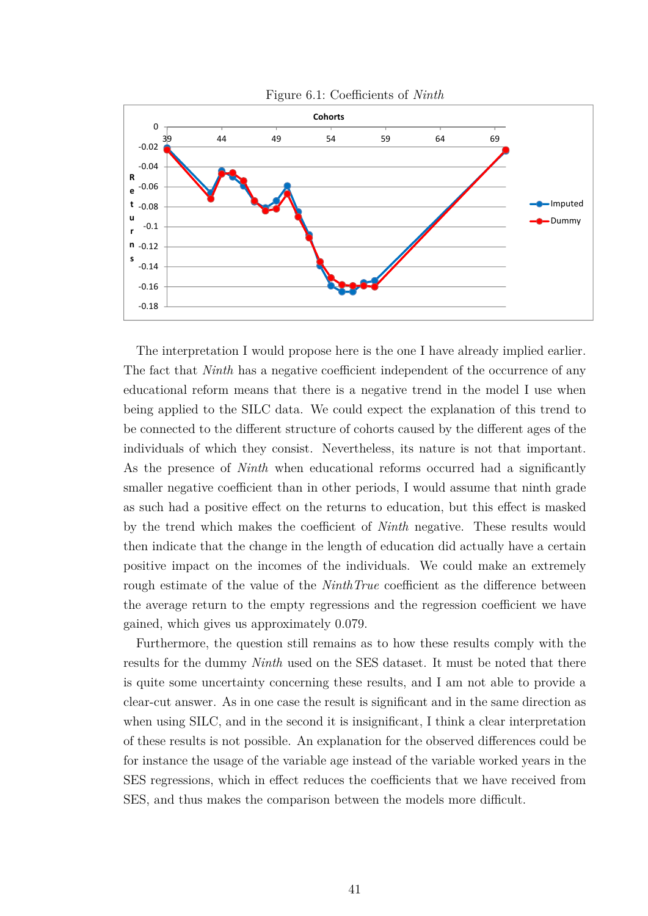Figure 6.1: Coefficients of *Ninth*

The interpretation I would propose here is the one I have already implied earlier. The fact that *Ninth* has a negative coefficient independent of the occurrence of any educational reform means that there is a negative trend in the model I use when being applied to the SILC data. We could expect the explanation of this trend to be connected to the different structure of cohorts caused by the different ages of the individuals of which they consist. Nevertheless, its nature is not that important. As the presence of *Ninth* when educational reforms occurred had a significantly smaller negative coefficient than in other periods, I would assume that ninth grade as such had a positive effect on the returns to education, but this effect is masked by the trend which makes the coefficient of *Ninth* negative. These results would then indicate that the change in the length of education did actually have a certain positive impact on the incomes of the individuals. We could make an extremely rough estimate of the value of the *NinthTrue* coefficient as the difference between the average return to the empty regressions and the regression coefficient we have gained, which gives us approximately 0.079.

Furthermore, the question still remains as to how these results comply with the results for the dummy *Ninth* used on the SES dataset. It must be noted that there is quite some uncertainty concerning these results, and I am not able to provide a clear-cut answer. As in one case the result is significant and in the same direction as when using SILC, and in the second it is insignificant, I think a clear interpretation of these results is not possible. An explanation for the observed differences could be for instance the usage of the variable age instead of the variable worked years in the SES regressions, which in effect reduces the coefficients that we have received from SES, and thus makes the comparison between the models more difficult.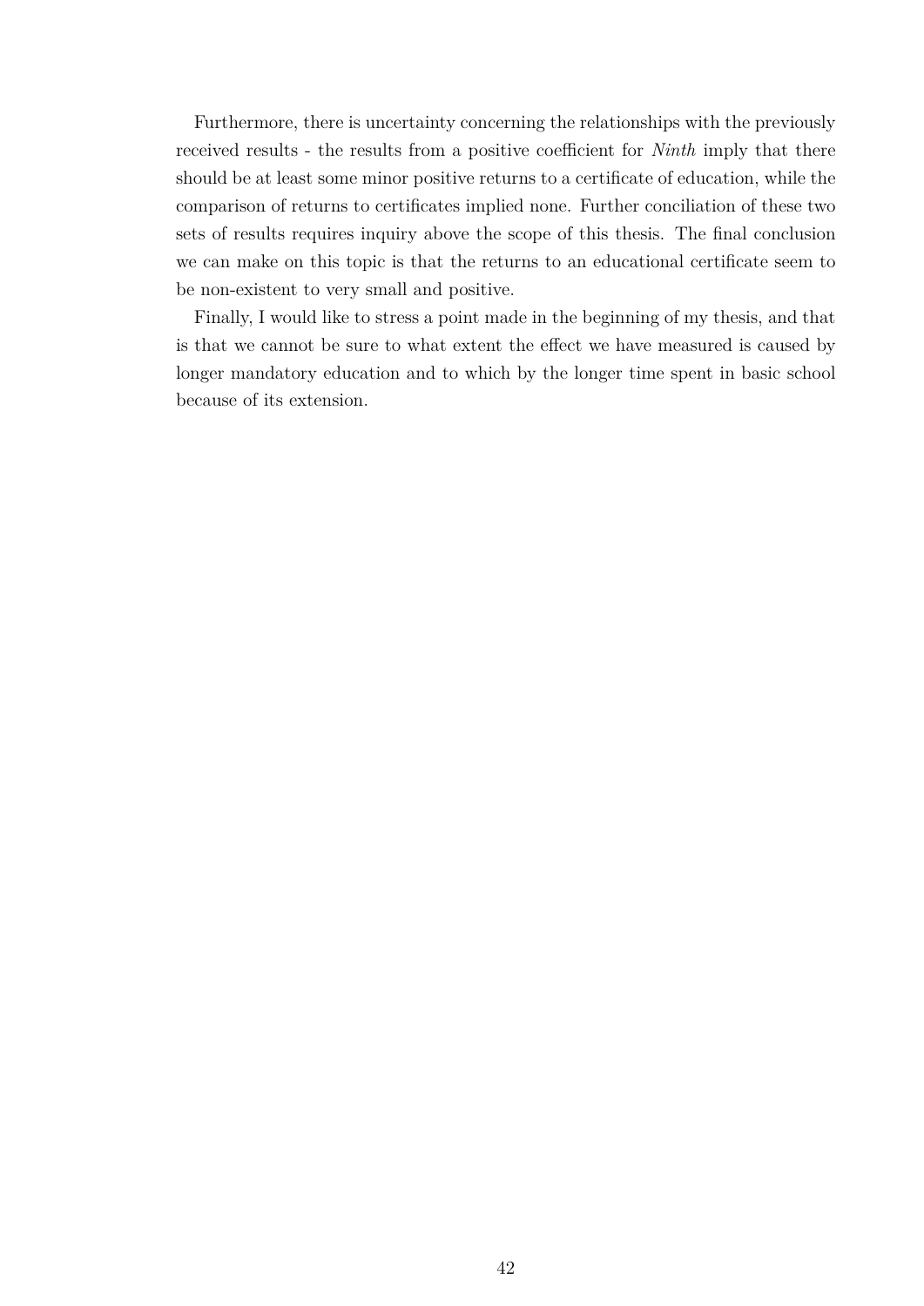Furthermore, there is uncertainty concerning the relationships with the previously received results - the results from a positive coefficient for *Ninth* imply that there should be at least some minor positive returns to a certificate of education, while the comparison of returns to certificates implied none. Further conciliation of these two sets of results requires inquiry above the scope of this thesis. The final conclusion we can make on this topic is that the returns to an educational certificate seem to be non-existent to very small and positive.

Finally, I would like to stress a point made in the beginning of my thesis, and that is that we cannot be sure to what extent the effect we have measured is caused by longer mandatory education and to which by the longer time spent in basic school because of its extension.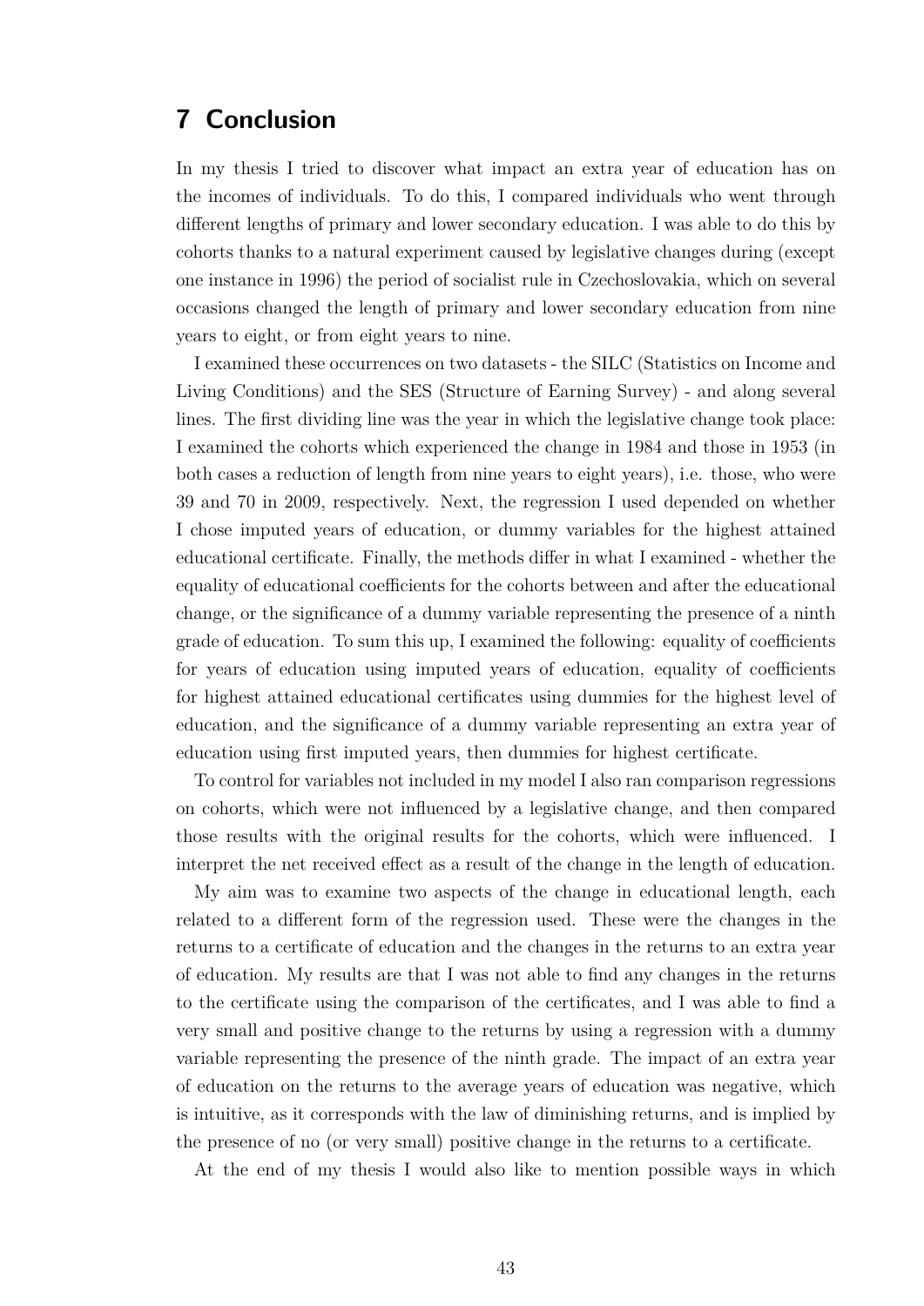# 7 Conclusion

In my thesis I tried to discover what impact an extra year of education has on the incomes of individuals. To do this, I compared individuals who went through different lengths of primary and lower secondary education. I was able to do this by cohorts thanks to a natural experiment caused by legislative changes during (except one instance in 1996) the period of socialist rule in Czechoslovakia, which on several occasions changed the length of primary and lower secondary education from nine years to eight, or from eight years to nine.

I examined these occurrences on two datasets - the SILC (Statistics on Income and Living Conditions) and the SES (Structure of Earning Survey) - and along several lines. The first dividing line was the year in which the legislative change took place: I examined the cohorts which experienced the change in 1984 and those in 1953 (in both cases a reduction of length from nine years to eight years), i.e. those, who were 39 and 70 in 2009, respectively. Next, the regression I used depended on whether I chose imputed years of education, or dummy variables for the highest attained educational certificate. Finally, the methods differ in what I examined - whether the equality of educational coefficients for the cohorts between and after the educational change, or the significance of a dummy variable representing the presence of a ninth grade of education. To sum this up, I examined the following: equality of coefficients for years of education using imputed years of education, equality of coefficients for highest attained educational certificates using dummies for the highest level of education, and the significance of a dummy variable representing an extra year of education using first imputed years, then dummies for highest certificate.

To control for variables not included in my model I also ran comparison regressions on cohorts, which were not influenced by a legislative change, and then compared those results with the original results for the cohorts, which were influenced. I interpret the net received effect as a result of the change in the length of education.

My aim was to examine two aspects of the change in educational length, each related to a different form of the regression used. These were the changes in the returns to a certificate of education and the changes in the returns to an extra year of education. My results are that I was not able to find any changes in the returns to the certificate using the comparison of the certificates, and I was able to find a very small and positive change to the returns by using a regression with a dummy variable representing the presence of the ninth grade. The impact of an extra year of education on the returns to the average years of education was negative, which is intuitive, as it corresponds with the law of diminishing returns, and is implied by the presence of no (or very small) positive change in the returns to a certificate.

At the end of my thesis I would also like to mention possible ways in which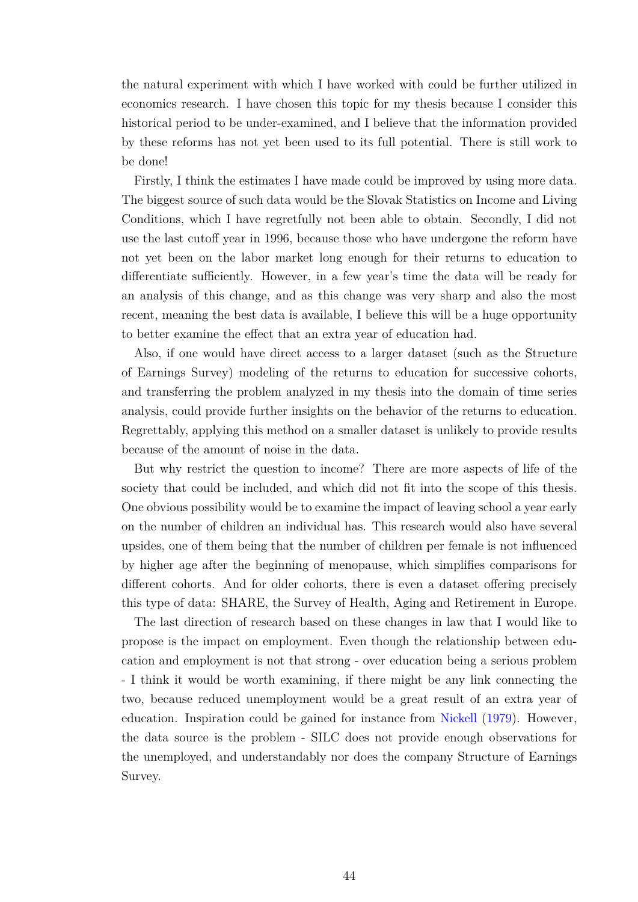the natural experiment with which I have worked with could be further utilized in economics research. I have chosen this topic for my thesis because I consider this historical period to be under-examined, and I believe that the information provided by these reforms has not yet been used to its full potential. There is still work to be done!

Firstly, I think the estimates I have made could be improved by using more data. The biggest source of such data would be the Slovak Statistics on Income and Living Conditions, which I have regretfully not been able to obtain. Secondly, I did not use the last cutoff year in 1996, because those who have undergone the reform have not yet been on the labor market long enough for their returns to education to differentiate sufficiently. However, in a few year's time the data will be ready for an analysis of this change, and as this change was very sharp and also the most recent, meaning the best data is available, I believe this will be a huge opportunity to better examine the effect that an extra year of education had.

Also, if one would have direct access to a larger dataset (such as the Structure of Earnings Survey) modeling of the returns to education for successive cohorts, and transferring the problem analyzed in my thesis into the domain of time series analysis, could provide further insights on the behavior of the returns to education. Regrettably, applying this method on a smaller dataset is unlikely to provide results because of the amount of noise in the data.

But why restrict the question to income? There are more aspects of life of the society that could be included, and which did not fit into the scope of this thesis. One obvious possibility would be to examine the impact of leaving school a year early on the number of children an individual has. This research would also have several upsides, one of them being that the number of children per female is not influenced by higher age after the beginning of menopause, which simplifies comparisons for different cohorts. And for older cohorts, there is even a dataset offering precisely this type of data: SHARE, the Survey of Health, Aging and Retirement in Europe.

The last direction of research based on these changes in law that I would like to propose is the impact on employment. Even though the relationship between education and employment is not that strong - over education being a serious problem - I think it would be worth examining, if there might be any link connecting the two, because reduced unemployment would be a great result of an extra year of education. Inspiration could be gained for instance from Nickell (1979). However, the data source is the problem - SILC does not provide enough observations for the unemployed, and understandably nor does the company Structure of Earnings Survey.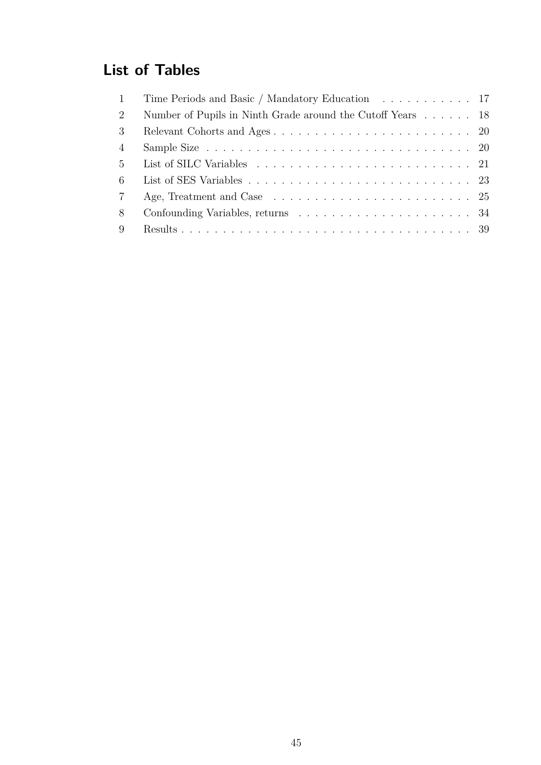## List of Tables

| | | |
|---|---|---|
| 1 | Time Periods and Basic / Mandatory Education | 17 |
| 2 | Number of Pupils in Ninth Grade around the Cutoff Years | 18 |
| 3 | Relevant Cohorts and Ages | 20 |
| 4 | Sample Size | 20 |
| 5 | List of SILC Variables | 21 |
| 6 | List of SES Variables | 23 |
| 7 | Age, Treatment and Case | 25 |
| 8 | Confounding Variables, returns | 34 |
| 9 | Results | 39 |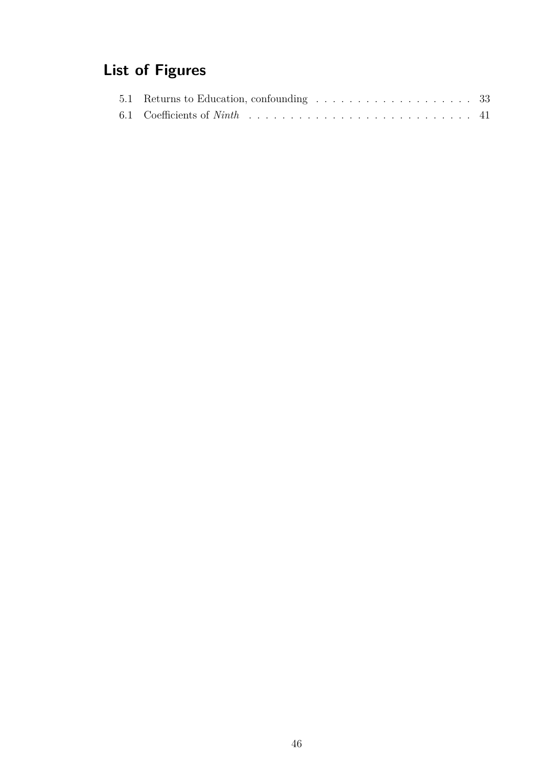# List of Figures

5.1 Returns to Education, confounding . . . . . . . . . . . . . . . . . . . 33

6.1 Coefficients of *Ninth* . . . . . . . . . . . . . . . . . . . . . . . . . . . 41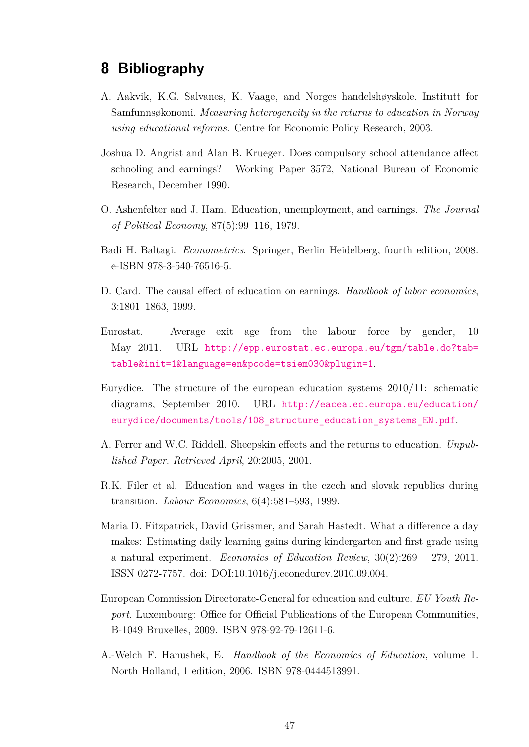# 8 Bibliography

A. Aakvik, K.G. Salvanes, K. Vaage, and Norges handelshøyskole. Institutt for Samfunnsøkonomi. *Measuring heterogeneity in the returns to education in Norway using educational reforms*. Centre for Economic Policy Research, 2003.

Joshua D. Angrist and Alan B. Krueger. Does compulsory school attendance affect schooling and earnings? Working Paper 3572, National Bureau of Economic Research, December 1990.

O. Ashenfelter and J. Ham. Education, unemployment, and earnings. *The Journal of Political Economy*, 87(5):99–116, 1979.

Badi H. Baltagi. *Econometrics*. Springer, Berlin Heidelberg, fourth edition, 2008. e-ISBN 978-3-540-76516-5.

D. Card. The causal effect of education on earnings. *Handbook of labor economics*, 3:1801–1863, 1999.

Eurostat. Average exit age from the labour force by gender, 10 May 2011. URL http://epp.eurostat.ec.europa.eu/tgm/table.do?tab=table&init=1&language=en&pcode=tsiem030&plugin=1.

Eurydice. The structure of the european education systems 2010/11: schematic diagrams, September 2010. URL http://eacea.ec.europa.eu/education/eurydice/documents/tools/108_structure_education_systems_EN.pdf.

A. Ferrer and W.C. Riddell. Sheepskin effects and the returns to education. *Unpublished Paper. Retrieved April*, 20:2005, 2001.

R.K. Filer et al. Education and wages in the czech and slovak republics during transition. *Labour Economics*, 6(4):581–593, 1999.

Maria D. Fitzpatrick, David Grissmer, and Sarah Hastedt. What a difference a day makes: Estimating daily learning gains during kindergarten and first grade using a natural experiment. *Economics of Education Review*, 30(2):269 – 279, 2011. ISSN 0272-7757. doi: DOI:10.1016/j.econedurev.2010.09.004.

European Commission Directorate-General for education and culture. *EU Youth Report*. Luxembourg: Office for Official Publications of the European Communities, B-1049 Bruxelles, 2009. ISBN 978-92-79-12611-6.

A.-Welch F. Hanushek, E. *Handbook of the Economics of Education*, volume 1. North Holland, 1 edition, 2006. ISBN 978-0444513991.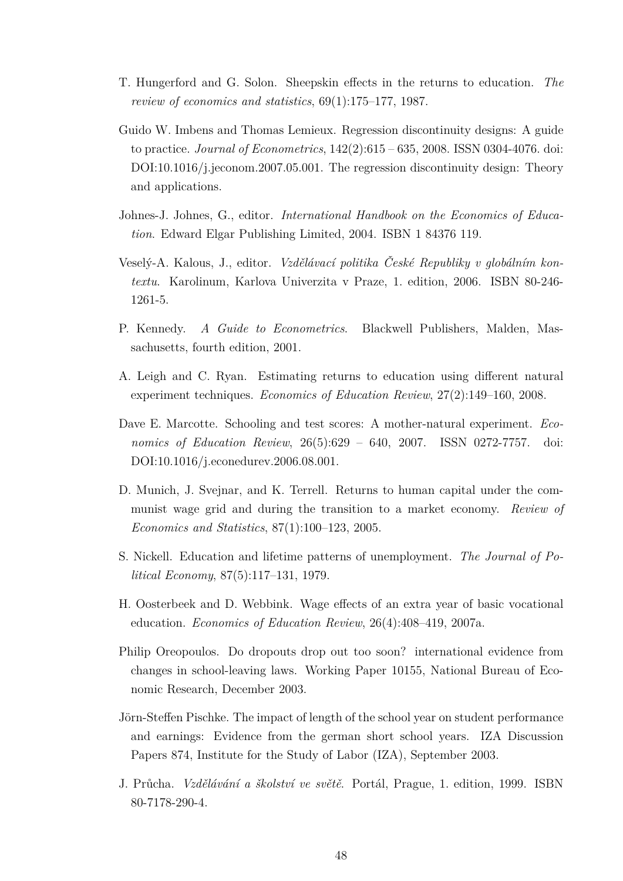T. Hungerford and G. Solon. Sheepskin effects in the returns to education. *The review of economics and statistics*, 69(1):175–177, 1987.

Guido W. Imbens and Thomas Lemieux. Regression discontinuity designs: A guide to practice. *Journal of Econometrics*, 142(2):615 – 635, 2008. ISSN 0304-4076. doi: DOI:10.1016/j.jeconom.2007.05.001. The regression discontinuity design: Theory and applications.

Johnes-J. Johnes, G., editor. *International Handbook on the Economics of Education*. Edward Elgar Publishing Limited, 2004. ISBN 1 84376 119.

Veselý-A. Kalous, J., editor. *Vzdělávací politika České Republiky v globálním kontextu*. Karolinum, Karlova Univerzita v Praze, 1. edition, 2006. ISBN 80-246-1261-5.

P. Kennedy. *A Guide to Econometrics*. Blackwell Publishers, Malden, Massachusetts, fourth edition, 2001.

A. Leigh and C. Ryan. Estimating returns to education using different natural experiment techniques. *Economics of Education Review*, 27(2):149–160, 2008.

Dave E. Marcotte. Schooling and test scores: A mother-natural experiment. *Economics of Education Review*, 26(5):629 – 640, 2007. ISSN 0272-7757. doi: DOI:10.1016/j.econedurev.2006.08.001.

D. Munich, J. Svejnar, and K. Terrell. Returns to human capital under the communist wage grid and during the transition to a market economy. *Review of Economics and Statistics*, 87(1):100–123, 2005.

S. Nickell. Education and lifetime patterns of unemployment. *The Journal of Political Economy*, 87(5):117–131, 1979.

H. Oosterbeek and D. Webbink. Wage effects of an extra year of basic vocational education. *Economics of Education Review*, 26(4):408–419, 2007a.

Philip Oreopoulos. Do dropouts drop out too soon? international evidence from changes in school-leaving laws. Working Paper 10155, National Bureau of Economic Research, December 2003.

Jörn-Steffen Pischke. The impact of length of the school year on student performance and earnings: Evidence from the german short school years. IZA Discussion Papers 874, Institute for the Study of Labor (IZA), September 2003.

J. Průcha. *Vzdělávání a školství ve světě*. Portál, Prague, 1. edition, 1999. ISBN 80-7178-290-4.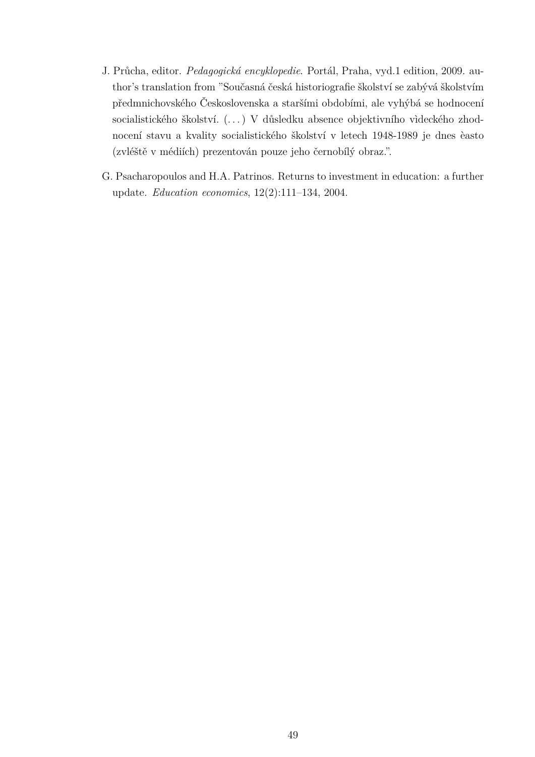J. Průcha, editor. *Pedagogická encyklopedie*. Portál, Praha, vyd.1 edition, 2009. author's translation from "Současná česká historiografie školství se zabývá školstvím předmnichovského Československa a staršími obdobími, ale vyhýbá se hodnocení socialistického školství. (. . . ) V důsledku absence objektivního vìdeckého zhodnocení stavu a kvality socialistického školství v letech 1948-1989 je dnes èasto (zvléště v médiích) prezentován pouze jeho černobílý obraz.".

G. Psacharopoulos and H.A. Patrinos. Returns to investment in education: a further update. *Education economics*, 12(2):111–134, 2004.